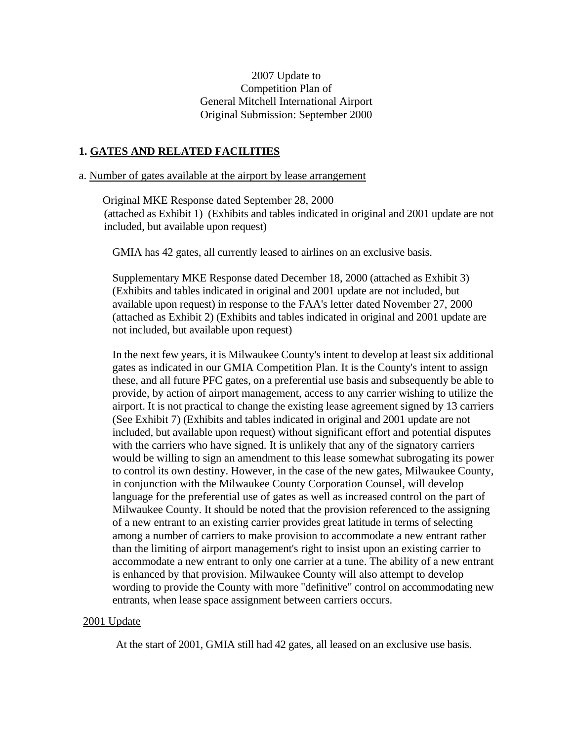2007 Update to
Competition Plan of
General Mitchell International Airport
Original Submission: September 2000

## 1. GATES AND RELATED FACILITIES

a. Number of gates available at the airport by lease arrangement

Original MKE Response dated September 28, 2000 (attached as Exhibit 1) (Exhibits and tables indicated in original and 2001 update are not included, but available upon request)

GMIA has 42 gates, all currently leased to airlines on an exclusive basis.

Supplementary MKE Response dated December 18, 2000 (attached as Exhibit 3) (Exhibits and tables indicated in original and 2001 update are not included, but available upon request) in response to the FAA's letter dated November 27, 2000 (attached as Exhibit 2) (Exhibits and tables indicated in original and 2001 update are not included, but available upon request)

In the next few years, it is Milwaukee County's intent to develop at least six additional gates as indicated in our GMIA Competition Plan. It is the County's intent to assign these, and all future PFC gates, on a preferential use basis and subsequently be able to provide, by action of airport management, access to any carrier wishing to utilize the airport. It is not practical to change the existing lease agreement signed by 13 carriers (See Exhibit 7) (Exhibits and tables indicated in original and 2001 update are not included, but available upon request) without significant effort and potential disputes with the carriers who have signed. It is unlikely that any of the signatory carriers would be willing to sign an amendment to this lease somewhat subrogating its power to control its own destiny. However, in the case of the new gates, Milwaukee County, in conjunction with the Milwaukee County Corporation Counsel, will develop language for the preferential use of gates as well as increased control on the part of Milwaukee County. It should be noted that the provision referenced to the assigning of a new entrant to an existing carrier provides great latitude in terms of selecting among a number of carriers to make provision to accommodate a new entrant rather than the limiting of airport management's right to insist upon an existing carrier to accommodate a new entrant to only one carrier at a tune. The ability of a new entrant is enhanced by that provision. Milwaukee County will also attempt to develop wording to provide the County with more "definitive" control on accommodating new entrants, when lease space assignment between carriers occurs.

2001 Update

At the start of 2001, GMIA still had 42 gates, all leased on an exclusive use basis.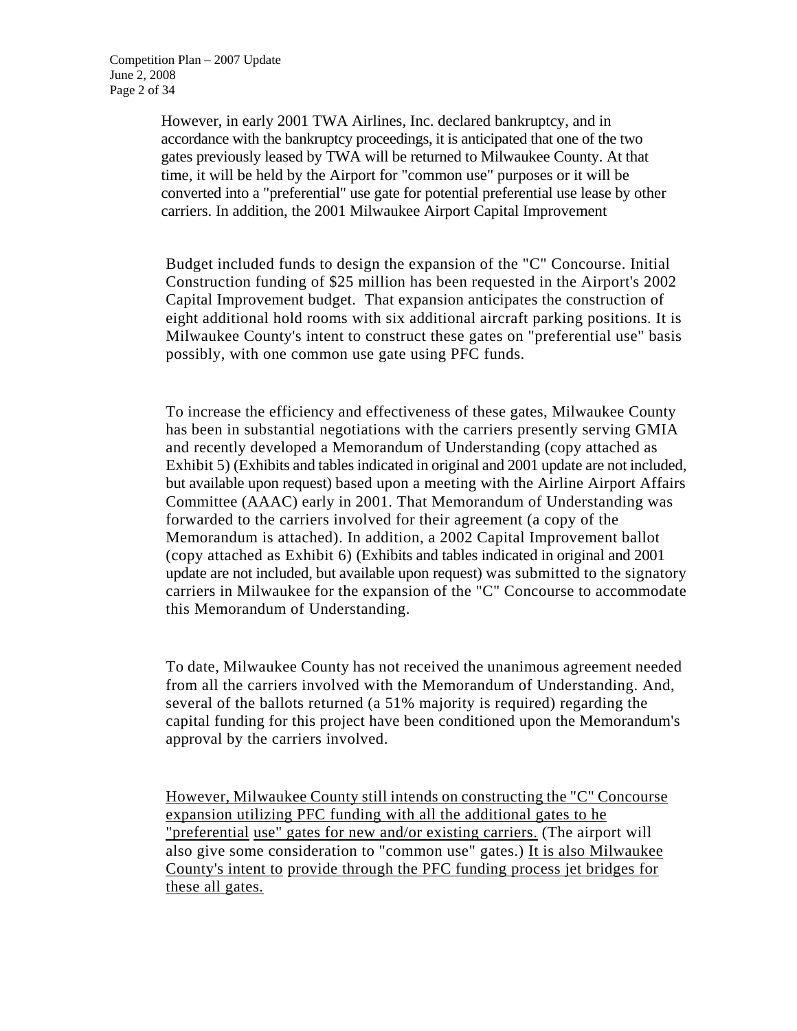However, in early 2001 TWA Airlines, Inc. declared bankruptcy, and in accordance with the bankruptcy proceedings, it is anticipated that one of the two gates previously leased by TWA will be returned to Milwaukee County. At that time, it will be held by the Airport for "common use" purposes or it will be converted into a "preferential" use gate for potential preferential use lease by other carriers. In addition, the 2001 Milwaukee Airport Capital Improvement

Budget included funds to design the expansion of the "C" Concourse. Initial Construction funding of $25 million has been requested in the Airport's 2002 Capital Improvement budget. That expansion anticipates the construction of eight additional hold rooms with six additional aircraft parking positions. It is Milwaukee County's intent to construct these gates on "preferential use" basis possibly, with one common use gate using PFC funds.

To increase the efficiency and effectiveness of these gates, Milwaukee County has been in substantial negotiations with the carriers presently serving GMIA and recently developed a Memorandum of Understanding (copy attached as Exhibit 5) (Exhibits and tables indicated in original and 2001 update are not included, but available upon request) based upon a meeting with the Airline Airport Affairs Committee (AAAC) early in 2001. That Memorandum of Understanding was forwarded to the carriers involved for their agreement (a copy of the Memorandum is attached). In addition, a 2002 Capital Improvement ballot (copy attached as Exhibit 6) (Exhibits and tables indicated in original and 2001 update are not included, but available upon request) was submitted to the signatory carriers in Milwaukee for the expansion of the "C" Concourse to accommodate this Memorandum of Understanding.

To date, Milwaukee County has not received the unanimous agreement needed from all the carriers involved with the Memorandum of Understanding. And, several of the ballots returned (a 51% majority is required) regarding the capital funding for this project have been conditioned upon the Memorandum's approval by the carriers involved.

<u>However, Milwaukee County still intends on constructing the "C" Concourse expansion utilizing PFC funding with all the additional gates to he "preferential use" gates for new and/or existing carriers.</u> (The airport will also give some consideration to "common use" gates.) <u>It is also Milwaukee County's intent to provide through the PFC funding process jet bridges for these all gates.</u>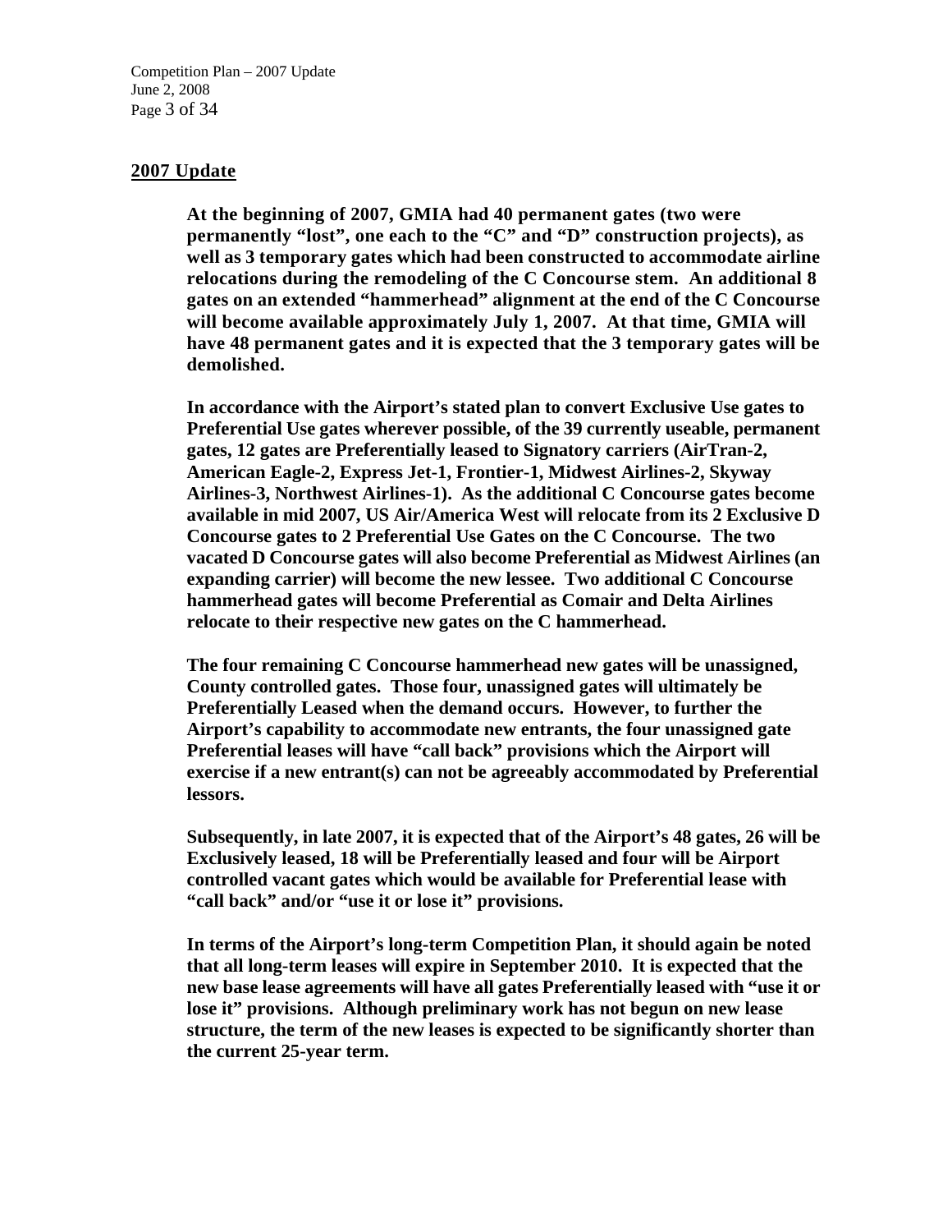## 2007 Update

**At the beginning of 2007, GMIA had 40 permanent gates (two were permanently "lost", one each to the "C" and "D" construction projects), as well as 3 temporary gates which had been constructed to accommodate airline relocations during the remodeling of the C Concourse stem. An additional 8 gates on an extended "hammerhead" alignment at the end of the C Concourse will become available approximately July 1, 2007. At that time, GMIA will have 48 permanent gates and it is expected that the 3 temporary gates will be demolished.**

**In accordance with the Airport's stated plan to convert Exclusive Use gates to Preferential Use gates wherever possible, of the 39 currently useable, permanent gates, 12 gates are Preferentially leased to Signatory carriers (AirTran-2, American Eagle-2, Express Jet-1, Frontier-1, Midwest Airlines-2, Skyway Airlines-3, Northwest Airlines-1). As the additional C Concourse gates become available in mid 2007, US Air/America West will relocate from its 2 Exclusive D Concourse gates to 2 Preferential Use Gates on the C Concourse. The two vacated D Concourse gates will also become Preferential as Midwest Airlines (an expanding carrier) will become the new lessee. Two additional C Concourse hammerhead gates will become Preferential as Comair and Delta Airlines relocate to their respective new gates on the C hammerhead.**

**The four remaining C Concourse hammerhead new gates will be unassigned, County controlled gates. Those four, unassigned gates will ultimately be Preferentially Leased when the demand occurs. However, to further the Airport's capability to accommodate new entrants, the four unassigned gate Preferential leases will have "call back" provisions which the Airport will exercise if a new entrant(s) can not be agreeably accommodated by Preferential lessors.**

**Subsequently, in late 2007, it is expected that of the Airport's 48 gates, 26 will be Exclusively leased, 18 will be Preferentially leased and four will be Airport controlled vacant gates which would be available for Preferential lease with "call back" and/or "use it or lose it" provisions.**

**In terms of the Airport's long-term Competition Plan, it should again be noted that all long-term leases will expire in September 2010. It is expected that the new base lease agreements will have all gates Preferentially leased with "use it or lose it" provisions. Although preliminary work has not begun on new lease structure, the term of the new leases is expected to be significantly shorter than the current 25-year term.**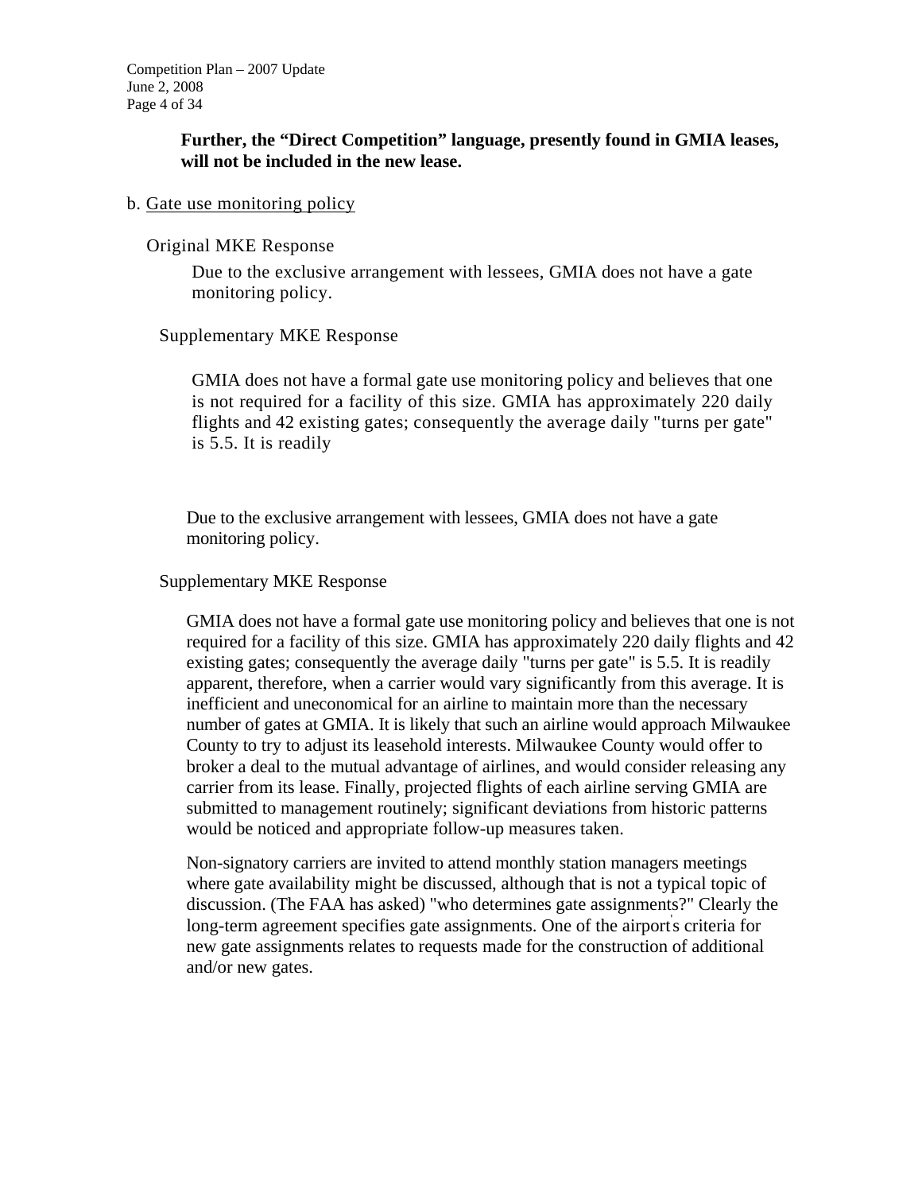**Further, the "Direct Competition" language, presently found in GMIA leases, will not be included in the new lease.**

b. Gate use monitoring policy

Original MKE Response

Due to the exclusive arrangement with lessees, GMIA does not have a gate monitoring policy.

Supplementary MKE Response

GMIA does not have a formal gate use monitoring policy and believes that one is not required for a facility of this size. GMIA has approximately 220 daily flights and 42 existing gates; consequently the average daily "turns per gate" is 5.5. It is readily

Due to the exclusive arrangement with lessees, GMIA does not have a gate monitoring policy.

Supplementary MKE Response

GMIA does not have a formal gate use monitoring policy and believes that one is not required for a facility of this size. GMIA has approximately 220 daily flights and 42 existing gates; consequently the average daily "turns per gate" is 5.5. It is readily apparent, therefore, when a carrier would vary significantly from this average. It is inefficient and uneconomical for an airline to maintain more than the necessary number of gates at GMIA. It is likely that such an airline would approach Milwaukee County to try to adjust its leasehold interests. Milwaukee County would offer to broker a deal to the mutual advantage of airlines, and would consider releasing any carrier from its lease. Finally, projected flights of each airline serving GMIA are submitted to management routinely; significant deviations from historic patterns would be noticed and appropriate follow-up measures taken.

Non-signatory carriers are invited to attend monthly station managers meetings where gate availability might be discussed, although that is not a typical topic of discussion. (The FAA has asked) "who determines gate assignments?" Clearly the long-term agreement specifies gate assignments. One of the airport's criteria for new gate assignments relates to requests made for the construction of additional and/or new gates.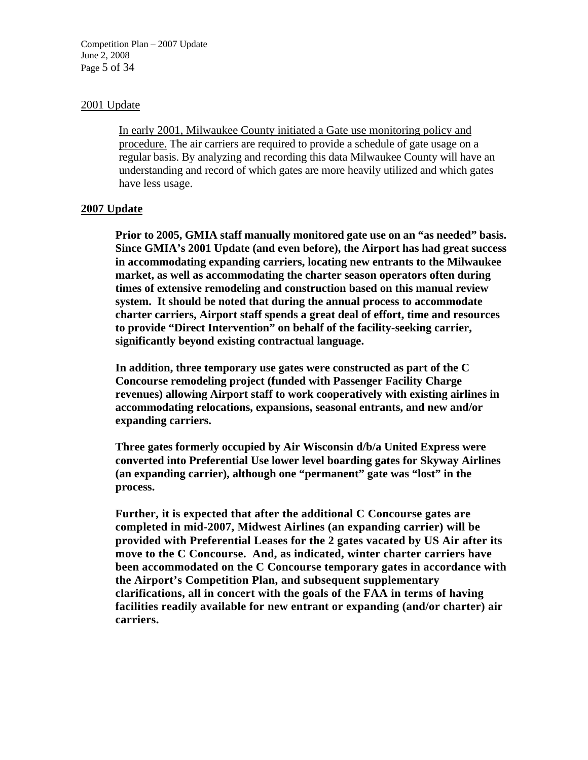2001 Update

In early 2001, Milwaukee County initiated a Gate use monitoring policy and procedure. The air carriers are required to provide a schedule of gate usage on a regular basis. By analyzing and recording this data Milwaukee County will have an understanding and record of which gates are more heavily utilized and which gates have less usage.

**2007 Update**

**Prior to 2005, GMIA staff manually monitored gate use on an "as needed" basis. Since GMIA's 2001 Update (and even before), the Airport has had great success in accommodating expanding carriers, locating new entrants to the Milwaukee market, as well as accommodating the charter season operators often during times of extensive remodeling and construction based on this manual review system. It should be noted that during the annual process to accommodate charter carriers, Airport staff spends a great deal of effort, time and resources to provide "Direct Intervention" on behalf of the facility-seeking carrier, significantly beyond existing contractual language.**

**In addition, three temporary use gates were constructed as part of the C Concourse remodeling project (funded with Passenger Facility Charge revenues) allowing Airport staff to work cooperatively with existing airlines in accommodating relocations, expansions, seasonal entrants, and new and/or expanding carriers.**

**Three gates formerly occupied by Air Wisconsin d/b/a United Express were converted into Preferential Use lower level boarding gates for Skyway Airlines (an expanding carrier), although one "permanent" gate was "lost" in the process.**

**Further, it is expected that after the additional C Concourse gates are completed in mid-2007, Midwest Airlines (an expanding carrier) will be provided with Preferential Leases for the 2 gates vacated by US Air after its move to the C Concourse. And, as indicated, winter charter carriers have been accommodated on the C Concourse temporary gates in accordance with the Airport's Competition Plan, and subsequent supplementary clarifications, all in concert with the goals of the FAA in terms of having facilities readily available for new entrant or expanding (and/or charter) air carriers.**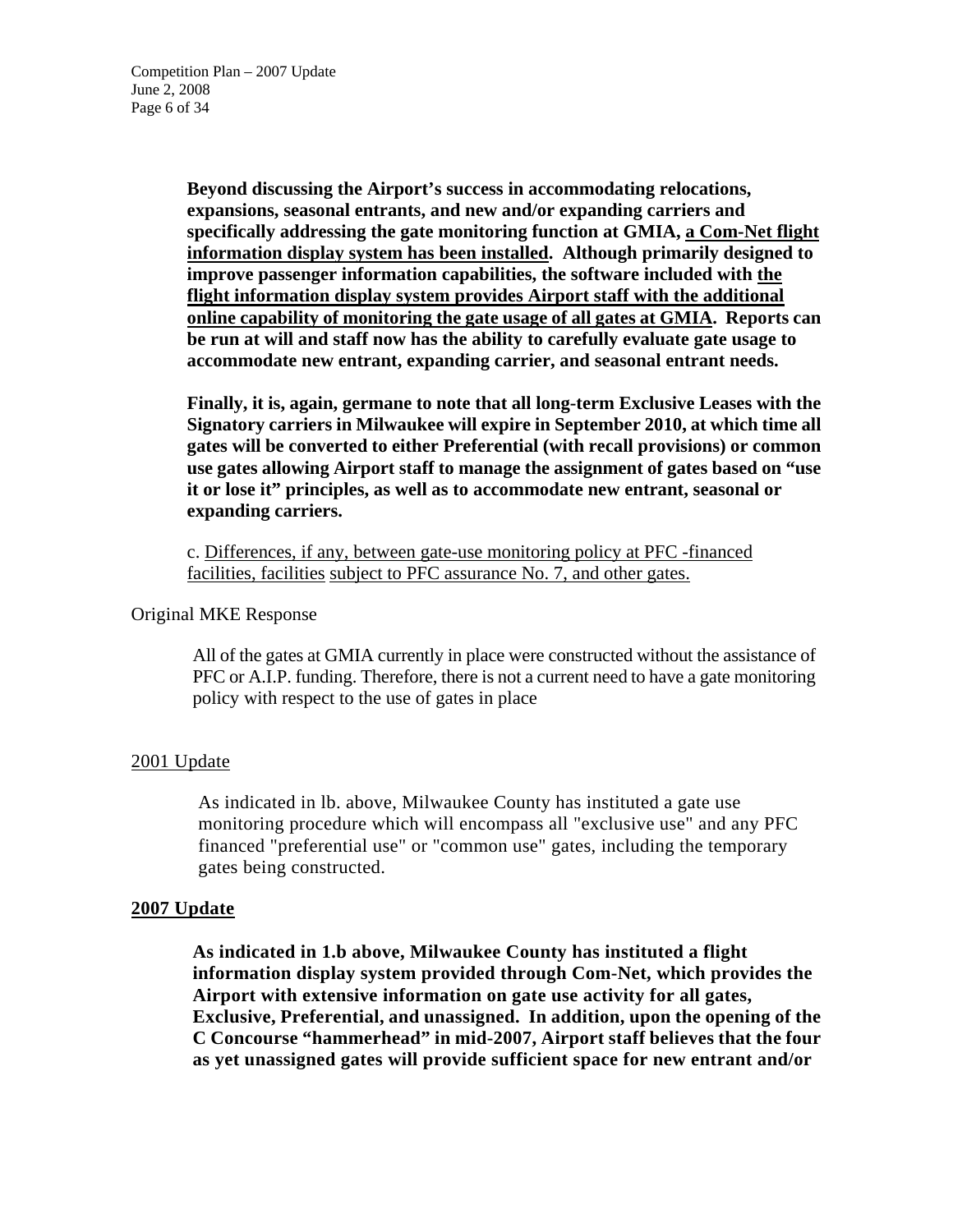**Beyond discussing the Airport's success in accommodating relocations, expansions, seasonal entrants, and new and/or expanding carriers and specifically addressing the gate monitoring function at GMIA, <u>a Com-Net flight information display system has been installed</u>. Although primarily designed to improve passenger information capabilities, the software included with <u>the flight information display system provides Airport staff with the additional online capability of monitoring the gate usage of all gates at GMIA</u>. Reports can be run at will and staff now has the ability to carefully evaluate gate usage to accommodate new entrant, expanding carrier, and seasonal entrant needs.**

**Finally, it is, again, germane to note that all long-term Exclusive Leases with the Signatory carriers in Milwaukee will expire in September 2010, at which time all gates will be converted to either Preferential (with recall provisions) or common use gates allowing Airport staff to manage the assignment of gates based on "use it or lose it" principles, as well as to accommodate new entrant, seasonal or expanding carriers.**

c. <u>Differences, if any, between gate-use monitoring policy at PFC -financed facilities, facilities subject to PFC assurance No. 7, and other gates.</u>

Original MKE Response

All of the gates at GMIA currently in place were constructed without the assistance of PFC or A.I.P. funding. Therefore, there is not a current need to have a gate monitoring policy with respect to the use of gates in place

<u>2001 Update</u>

As indicated in lb. above, Milwaukee County has instituted a gate use monitoring procedure which will encompass all "exclusive use" and any PFC financed "preferential use" or "common use" gates, including the temporary gates being constructed.

**<u>2007 Update</u>**

**As indicated in 1.b above, Milwaukee County has instituted a flight information display system provided through Com-Net, which provides the Airport with extensive information on gate use activity for all gates, Exclusive, Preferential, and unassigned. In addition, upon the opening of the C Concourse "hammerhead" in mid-2007, Airport staff believes that the four as yet unassigned gates will provide sufficient space for new entrant and/or**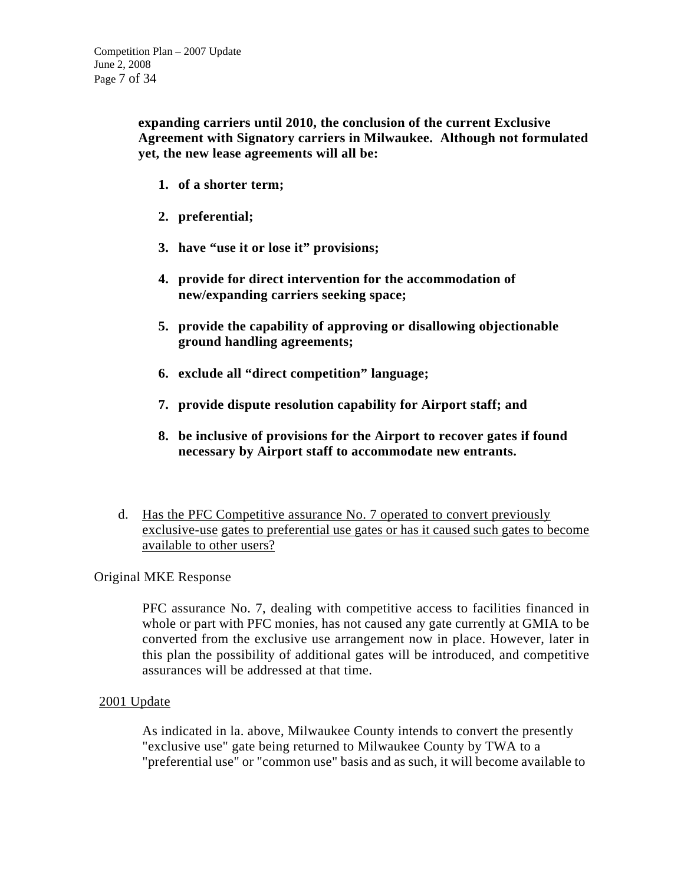**expanding carriers until 2010, the conclusion of the current Exclusive Agreement with Signatory carriers in Milwaukee. Although not formulated yet, the new lease agreements will all be:**

1. **of a shorter term;**
2. **preferential;**
3. **have "use it or lose it" provisions;**
4. **provide for direct intervention for the accommodation of new/expanding carriers seeking space;**
5. **provide the capability of approving or disallowing objectionable ground handling agreements;**
6. **exclude all "direct competition" language;**
7. **provide dispute resolution capability for Airport staff; and**
8. **be inclusive of provisions for the Airport to recover gates if found necessary by Airport staff to accommodate new entrants.**

d. Has the PFC Competitive assurance No. 7 operated to convert previously exclusive-use gates to preferential use gates or has it caused such gates to become available to other users?

Original MKE Response

PFC assurance No. 7, dealing with competitive access to facilities financed in whole or part with PFC monies, has not caused any gate currently at GMIA to be converted from the exclusive use arrangement now in place. However, later in this plan the possibility of additional gates will be introduced, and competitive assurances will be addressed at that time.

2001 Update

As indicated in la. above, Milwaukee County intends to convert the presently "exclusive use" gate being returned to Milwaukee County by TWA to a "preferential use" or "common use" basis and as such, it will become available to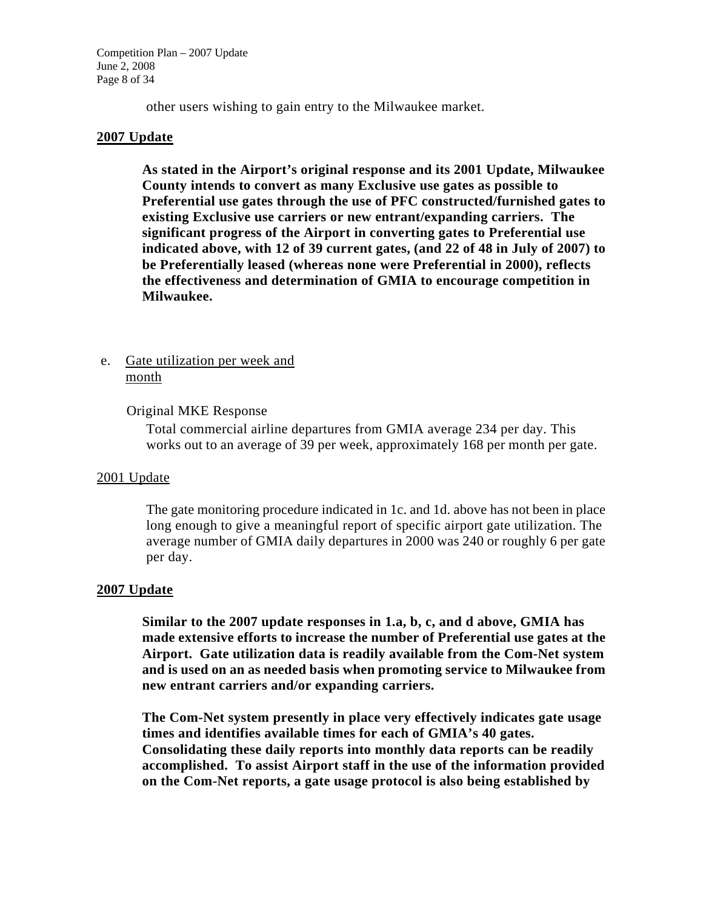other users wishing to gain entry to the Milwaukee market.

**2007 Update**

**As stated in the Airport's original response and its 2001 Update, Milwaukee County intends to convert as many Exclusive use gates as possible to Preferential use gates through the use of PFC constructed/furnished gates to existing Exclusive use carriers or new entrant/expanding carriers. The significant progress of the Airport in converting gates to Preferential use indicated above, with 12 of 39 current gates, (and 22 of 48 in July of 2007) to be Preferentially leased (whereas none were Preferential in 2000), reflects the effectiveness and determination of GMIA to encourage competition in Milwaukee.**

e. Gate utilization per week and month

Original MKE Response

Total commercial airline departures from GMIA average 234 per day. This works out to an average of 39 per week, approximately 168 per month per gate.

2001 Update

The gate monitoring procedure indicated in 1c. and 1d. above has not been in place long enough to give a meaningful report of specific airport gate utilization. The average number of GMIA daily departures in 2000 was 240 or roughly 6 per gate per day.

**2007 Update**

**Similar to the 2007 update responses in 1.a, b, c, and d above, GMIA has made extensive efforts to increase the number of Preferential use gates at the Airport. Gate utilization data is readily available from the Com-Net system and is used on an as needed basis when promoting service to Milwaukee from new entrant carriers and/or expanding carriers.**

**The Com-Net system presently in place very effectively indicates gate usage times and identifies available times for each of GMIA's 40 gates. Consolidating these daily reports into monthly data reports can be readily accomplished. To assist Airport staff in the use of the information provided on the Com-Net reports, a gate usage protocol is also being established by**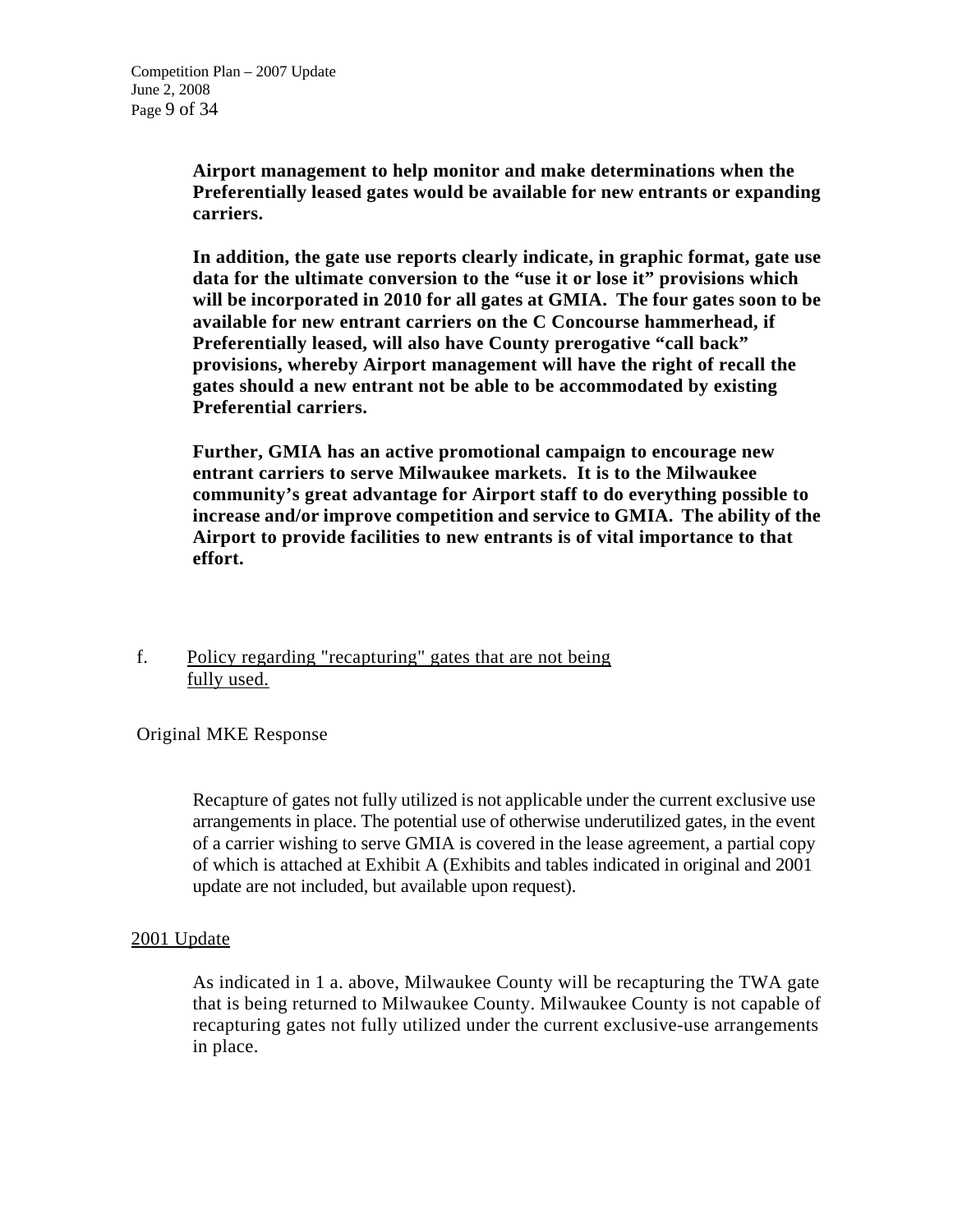**Airport management to help monitor and make determinations when the Preferentially leased gates would be available for new entrants or expanding carriers.**

**In addition, the gate use reports clearly indicate, in graphic format, gate use data for the ultimate conversion to the "use it or lose it" provisions which will be incorporated in 2010 for all gates at GMIA. The four gates soon to be available for new entrant carriers on the C Concourse hammerhead, if Preferentially leased, will also have County prerogative "call back" provisions, whereby Airport management will have the right of recall the gates should a new entrant not be able to be accommodated by existing Preferential carriers.**

**Further, GMIA has an active promotional campaign to encourage new entrant carriers to serve Milwaukee markets. It is to the Milwaukee community's great advantage for Airport staff to do everything possible to increase and/or improve competition and service to GMIA. The ability of the Airport to provide facilities to new entrants is of vital importance to that effort.**

f. <u>Policy regarding "recapturing" gates that are not being fully used.</u>

Original MKE Response

Recapture of gates not fully utilized is not applicable under the current exclusive use arrangements in place. The potential use of otherwise underutilized gates, in the event of a carrier wishing to serve GMIA is covered in the lease agreement, a partial copy of which is attached at Exhibit A (Exhibits and tables indicated in original and 2001 update are not included, but available upon request).

<u>2001 Update</u>

As indicated in 1 a. above, Milwaukee County will be recapturing the TWA gate that is being returned to Milwaukee County. Milwaukee County is not capable of recapturing gates not fully utilized under the current exclusive-use arrangements in place.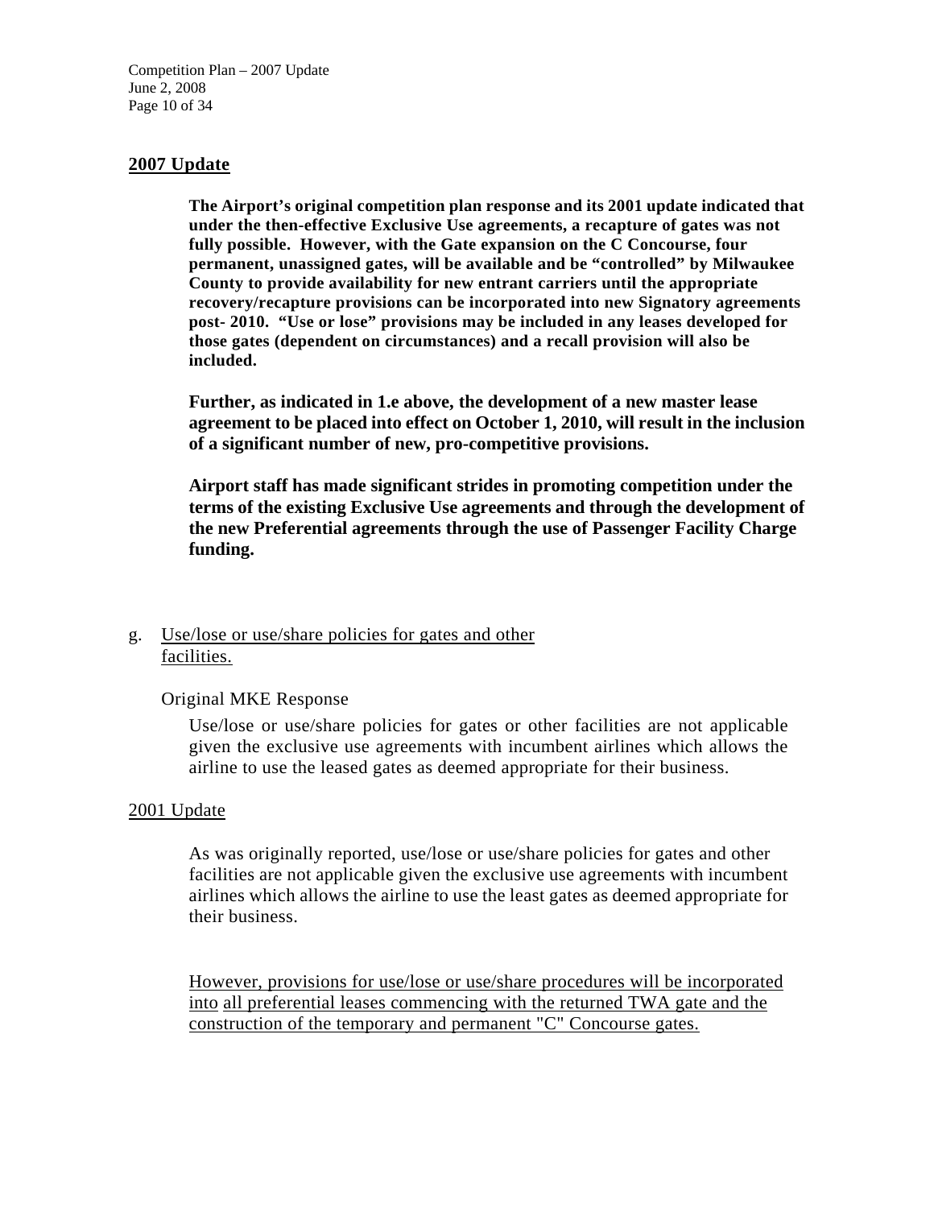**<u>2007 Update</u>**

**The Airport's original competition plan response and its 2001 update indicated that under the then-effective Exclusive Use agreements, a recapture of gates was not fully possible. However, with the Gate expansion on the C Concourse, four permanent, unassigned gates, will be available and be "controlled" by Milwaukee County to provide availability for new entrant carriers until the appropriate recovery/recapture provisions can be incorporated into new Signatory agreements post- 2010. "Use or lose" provisions may be included in any leases developed for those gates (dependent on circumstances) and a recall provision will also be included.**

**Further, as indicated in 1.e above, the development of a new master lease agreement to be placed into effect on October 1, 2010, will result in the inclusion of a significant number of new, pro-competitive provisions.**

**Airport staff has made significant strides in promoting competition under the terms of the existing Exclusive Use agreements and through the development of the new Preferential agreements through the use of Passenger Facility Charge funding.**

g. <u>Use/lose or use/share policies for gates and other facilities.</u>

Original MKE Response

Use/lose or use/share policies for gates or other facilities are not applicable given the exclusive use agreements with incumbent airlines which allows the airline to use the leased gates as deemed appropriate for their business.

<u>2001 Update</u>

As was originally reported, use/lose or use/share policies for gates and other facilities are not applicable given the exclusive use agreements with incumbent airlines which allows the airline to use the least gates as deemed appropriate for their business.

<u>However, provisions for use/lose or use/share procedures will be incorporated into all preferential leases commencing with the returned TWA gate and the construction of the temporary and permanent "C" Concourse gates.</u>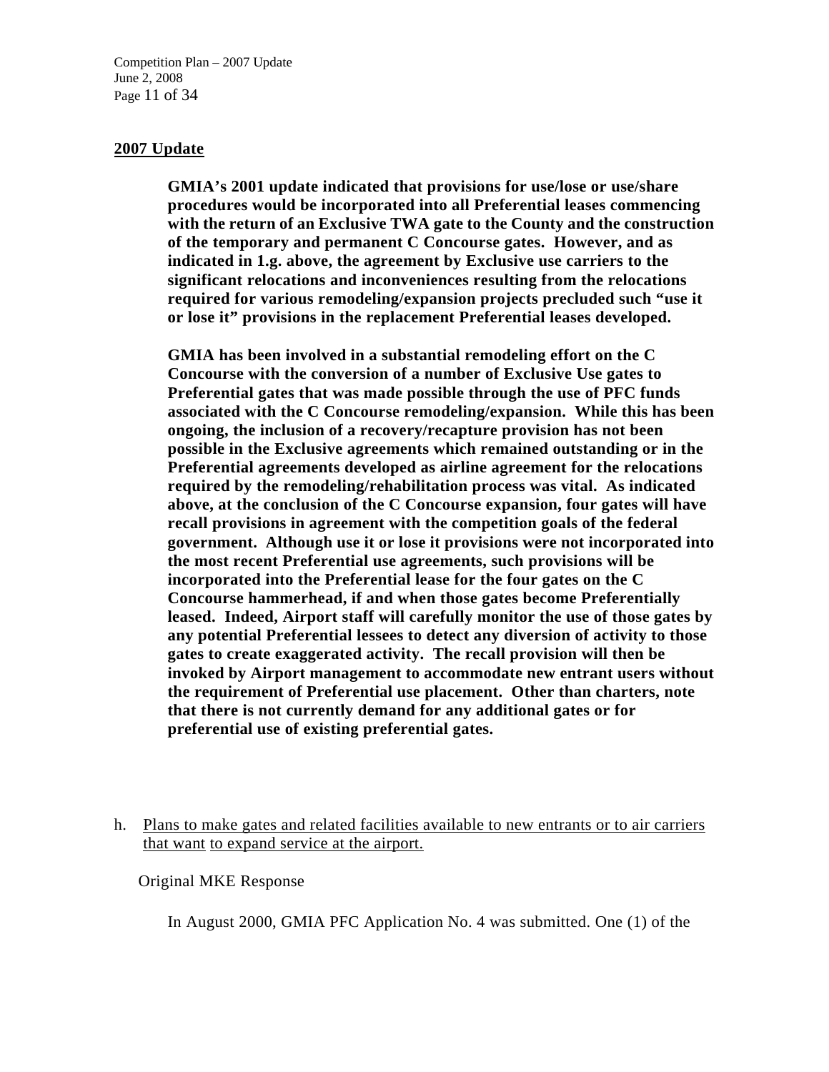**2007 Update**

> **GMIA's 2001 update indicated that provisions for use/lose or use/share procedures would be incorporated into all Preferential leases commencing with the return of an Exclusive TWA gate to the County and the construction of the temporary and permanent C Concourse gates. However, and as indicated in 1.g. above, the agreement by Exclusive use carriers to the significant relocations and inconveniences resulting from the relocations required for various remodeling/expansion projects precluded such "use it or lose it" provisions in the replacement Preferential leases developed.**
>
> **GMIA has been involved in a substantial remodeling effort on the C Concourse with the conversion of a number of Exclusive Use gates to Preferential gates that was made possible through the use of PFC funds associated with the C Concourse remodeling/expansion. While this has been ongoing, the inclusion of a recovery/recapture provision has not been possible in the Exclusive agreements which remained outstanding or in the Preferential agreements developed as airline agreement for the relocations required by the remodeling/rehabilitation process was vital. As indicated above, at the conclusion of the C Concourse expansion, four gates will have recall provisions in agreement with the competition goals of the federal government. Although use it or lose it provisions were not incorporated into the most recent Preferential use agreements, such provisions will be incorporated into the Preferential lease for the four gates on the C Concourse hammerhead, if and when those gates become Preferentially leased. Indeed, Airport staff will carefully monitor the use of those gates by any potential Preferential lessees to detect any diversion of activity to those gates to create exaggerated activity. The recall provision will then be invoked by Airport management to accommodate new entrant users without the requirement of Preferential use placement. Other than charters, note that there is not currently demand for any additional gates or for preferential use of existing preferential gates.**

h. Plans to make gates and related facilities available to new entrants or to air carriers that want to expand service at the airport.

Original MKE Response

> In August 2000, GMIA PFC Application No. 4 was submitted. One (1) of the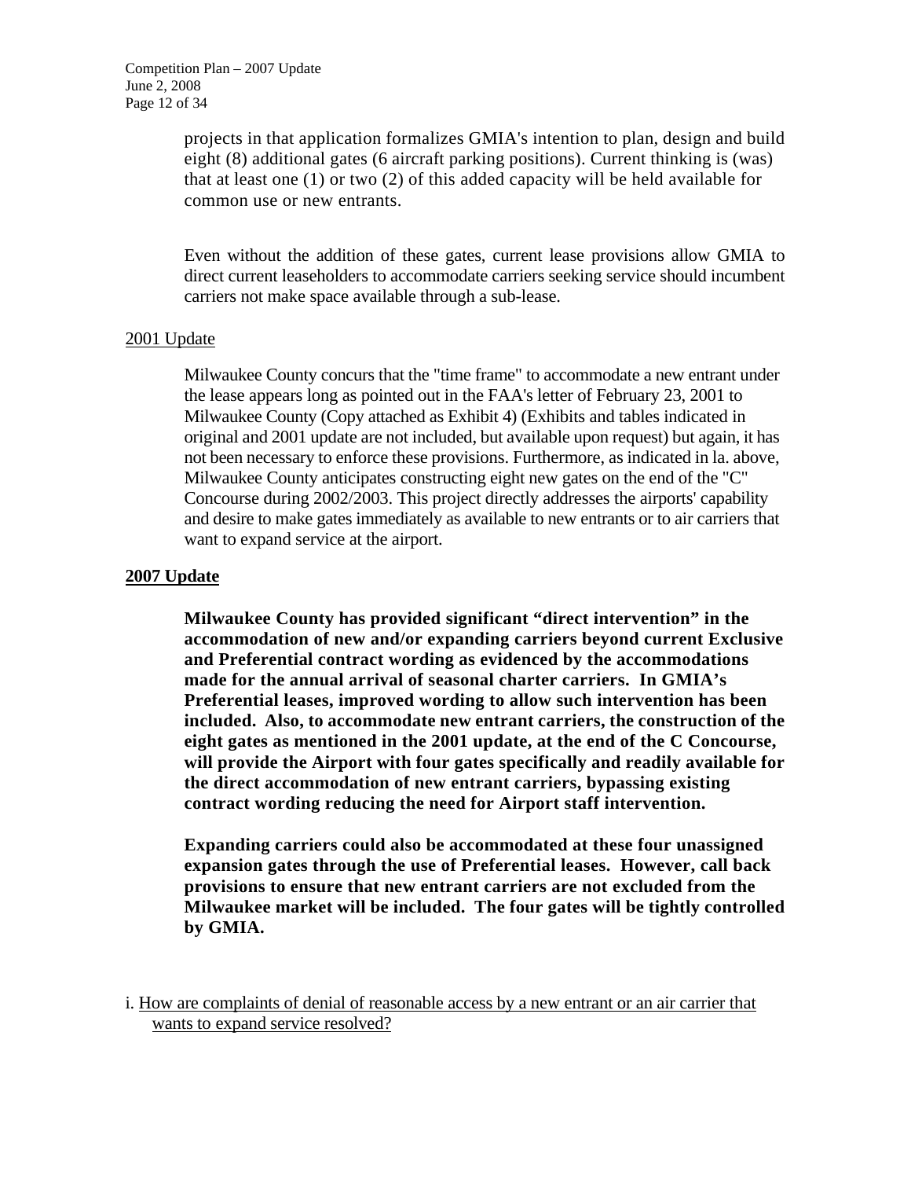projects in that application formalizes GMIA's intention to plan, design and build eight (8) additional gates (6 aircraft parking positions). Current thinking is (was) that at least one (1) or two (2) of this added capacity will be held available for common use or new entrants.

Even without the addition of these gates, current lease provisions allow GMIA to direct current leaseholders to accommodate carriers seeking service should incumbent carriers not make space available through a sub-lease.

2001 Update

Milwaukee County concurs that the "time frame" to accommodate a new entrant under the lease appears long as pointed out in the FAA's letter of February 23, 2001 to Milwaukee County (Copy attached as Exhibit 4) (Exhibits and tables indicated in original and 2001 update are not included, but available upon request) but again, it has not been necessary to enforce these provisions. Furthermore, as indicated in la. above, Milwaukee County anticipates constructing eight new gates on the end of the "C" Concourse during 2002/2003. This project directly addresses the airports' capability and desire to make gates immediately as available to new entrants or to air carriers that want to expand service at the airport.

**2007 Update**

**Milwaukee County has provided significant "direct intervention" in the accommodation of new and/or expanding carriers beyond current Exclusive and Preferential contract wording as evidenced by the accommodations made for the annual arrival of seasonal charter carriers. In GMIA's Preferential leases, improved wording to allow such intervention has been included. Also, to accommodate new entrant carriers, the construction of the eight gates as mentioned in the 2001 update, at the end of the C Concourse, will provide the Airport with four gates specifically and readily available for the direct accommodation of new entrant carriers, bypassing existing contract wording reducing the need for Airport staff intervention.**

**Expanding carriers could also be accommodated at these four unassigned expansion gates through the use of Preferential leases. However, call back provisions to ensure that new entrant carriers are not excluded from the Milwaukee market will be included. The four gates will be tightly controlled by GMIA.**

i. How are complaints of denial of reasonable access by a new entrant or an air carrier that wants to expand service resolved?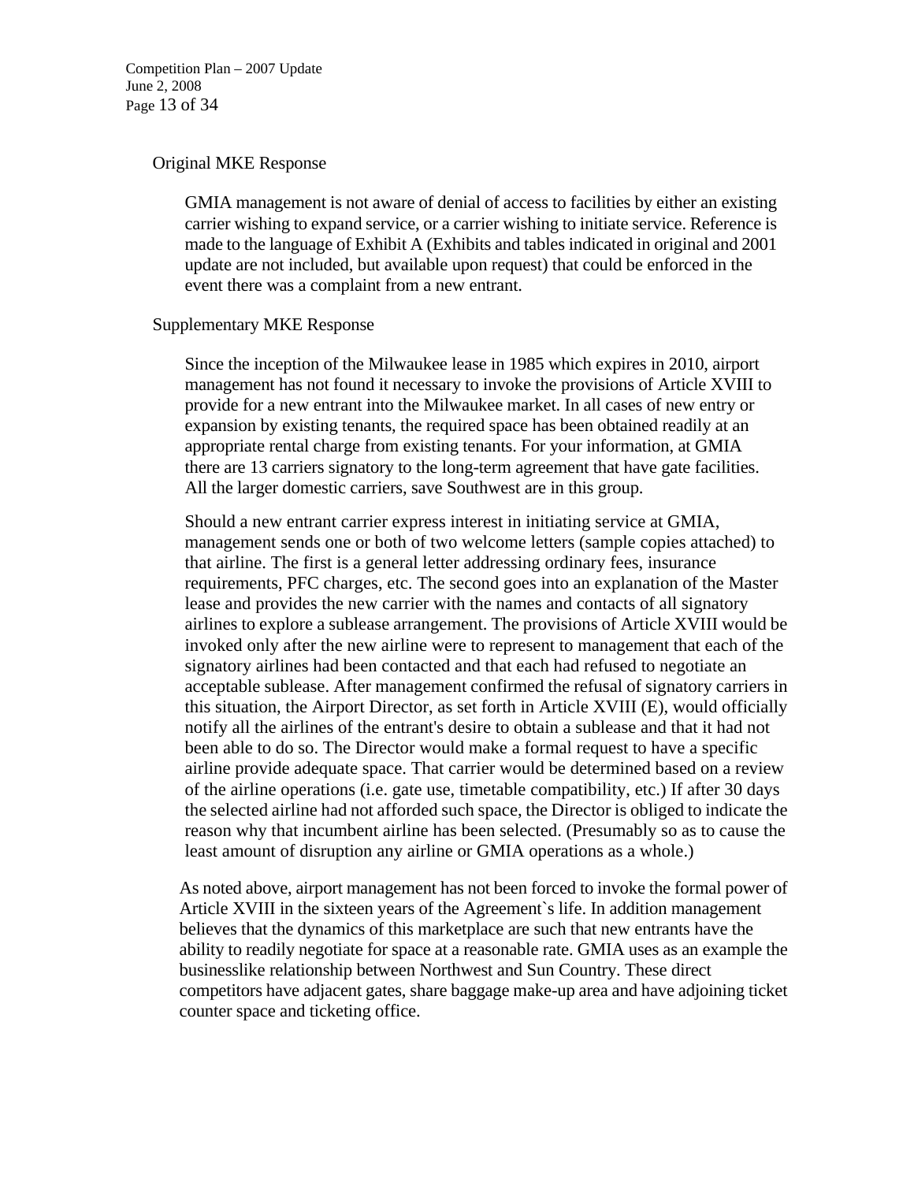Original MKE Response

GMIA management is not aware of denial of access to facilities by either an existing carrier wishing to expand service, or a carrier wishing to initiate service. Reference is made to the language of Exhibit A (Exhibits and tables indicated in original and 2001 update are not included, but available upon request) that could be enforced in the event there was a complaint from a new entrant.

Supplementary MKE Response

Since the inception of the Milwaukee lease in 1985 which expires in 2010, airport management has not found it necessary to invoke the provisions of Article XVIII to provide for a new entrant into the Milwaukee market. In all cases of new entry or expansion by existing tenants, the required space has been obtained readily at an appropriate rental charge from existing tenants. For your information, at GMIA there are 13 carriers signatory to the long-term agreement that have gate facilities. All the larger domestic carriers, save Southwest are in this group.

Should a new entrant carrier express interest in initiating service at GMIA, management sends one or both of two welcome letters (sample copies attached) to that airline. The first is a general letter addressing ordinary fees, insurance requirements, PFC charges, etc. The second goes into an explanation of the Master lease and provides the new carrier with the names and contacts of all signatory airlines to explore a sublease arrangement. The provisions of Article XVIII would be invoked only after the new airline were to represent to management that each of the signatory airlines had been contacted and that each had refused to negotiate an acceptable sublease. After management confirmed the refusal of signatory carriers in this situation, the Airport Director, as set forth in Article XVIII (E), would officially notify all the airlines of the entrant's desire to obtain a sublease and that it had not been able to do so. The Director would make a formal request to have a specific airline provide adequate space. That carrier would be determined based on a review of the airline operations (i.e. gate use, timetable compatibility, etc.) If after 30 days the selected airline had not afforded such space, the Director is obliged to indicate the reason why that incumbent airline has been selected. (Presumably so as to cause the least amount of disruption any airline or GMIA operations as a whole.)

As noted above, airport management has not been forced to invoke the formal power of Article XVIII in the sixteen years of the Agreement`s life. In addition management believes that the dynamics of this marketplace are such that new entrants have the ability to readily negotiate for space at a reasonable rate. GMIA uses as an example the businesslike relationship between Northwest and Sun Country. These direct competitors have adjacent gates, share baggage make-up area and have adjoining ticket counter space and ticketing office.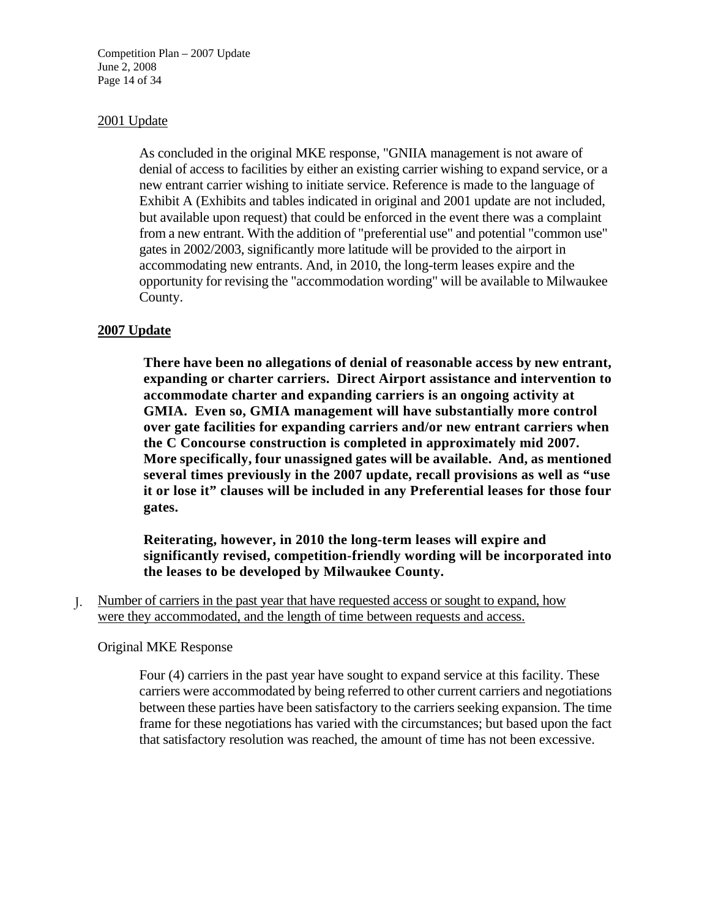2001 Update

As concluded in the original MKE response, "GNIIA management is not aware of denial of access to facilities by either an existing carrier wishing to expand service, or a new entrant carrier wishing to initiate service. Reference is made to the language of Exhibit A (Exhibits and tables indicated in original and 2001 update are not included, but available upon request) that could be enforced in the event there was a complaint from a new entrant. With the addition of "preferential use" and potential "common use" gates in 2002/2003, significantly more latitude will be provided to the airport in accommodating new entrants. And, in 2010, the long-term leases expire and the opportunity for revising the "accommodation wording" will be available to Milwaukee County.

**2007 Update**

**There have been no allegations of denial of reasonable access by new entrant, expanding or charter carriers. Direct Airport assistance and intervention to accommodate charter and expanding carriers is an ongoing activity at GMIA. Even so, GMIA management will have substantially more control over gate facilities for expanding carriers and/or new entrant carriers when the C Concourse construction is completed in approximately mid 2007. More specifically, four unassigned gates will be available. And, as mentioned several times previously in the 2007 update, recall provisions as well as "use it or lose it" clauses will be included in any Preferential leases for those four gates.**

**Reiterating, however, in 2010 the long-term leases will expire and significantly revised, competition-friendly wording will be incorporated into the leases to be developed by Milwaukee County.**

J. Number of carriers in the past year that have requested access or sought to expand, how were they accommodated, and the length of time between requests and access.

Original MKE Response

Four (4) carriers in the past year have sought to expand service at this facility. These carriers were accommodated by being referred to other current carriers and negotiations between these parties have been satisfactory to the carriers seeking expansion. The time frame for these negotiations has varied with the circumstances; but based upon the fact that satisfactory resolution was reached, the amount of time has not been excessive.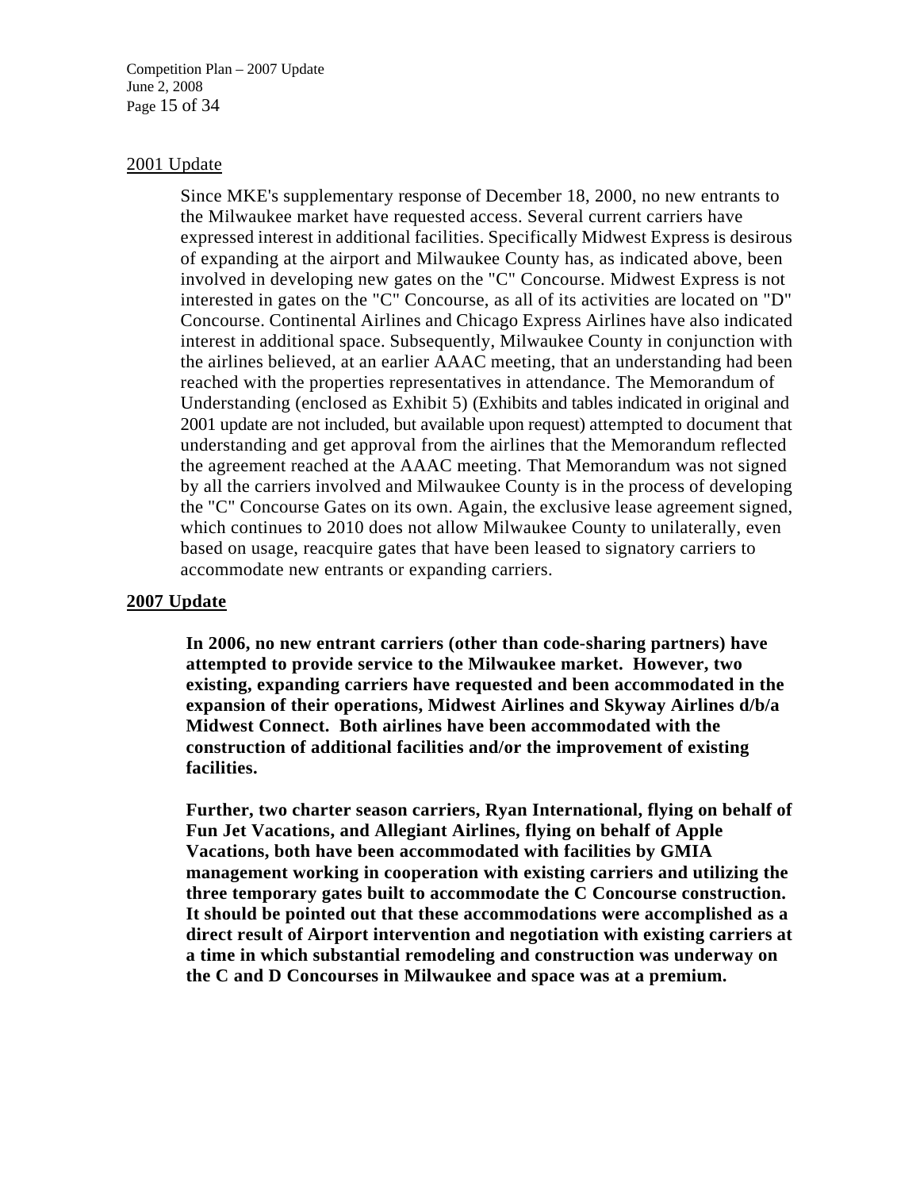<u>2001 Update</u>

Since MKE's supplementary response of December 18, 2000, no new entrants to the Milwaukee market have requested access. Several current carriers have expressed interest in additional facilities. Specifically Midwest Express is desirous of expanding at the airport and Milwaukee County has, as indicated above, been involved in developing new gates on the "C" Concourse. Midwest Express is not interested in gates on the "C" Concourse, as all of its activities are located on "D" Concourse. Continental Airlines and Chicago Express Airlines have also indicated interest in additional space. Subsequently, Milwaukee County in conjunction with the airlines believed, at an earlier AAAC meeting, that an understanding had been reached with the properties representatives in attendance. The Memorandum of Understanding (enclosed as Exhibit 5) (Exhibits and tables indicated in original and 2001 update are not included, but available upon request) attempted to document that understanding and get approval from the airlines that the Memorandum reflected the agreement reached at the AAAC meeting. That Memorandum was not signed by all the carriers involved and Milwaukee County is in the process of developing the "C" Concourse Gates on its own. Again, the exclusive lease agreement signed, which continues to 2010 does not allow Milwaukee County to unilaterally, even based on usage, reacquire gates that have been leased to signatory carriers to accommodate new entrants or expanding carriers.

**<u>2007 Update</u>**

**In 2006, no new entrant carriers (other than code-sharing partners) have attempted to provide service to the Milwaukee market. However, two existing, expanding carriers have requested and been accommodated in the expansion of their operations, Midwest Airlines and Skyway Airlines d/b/a Midwest Connect. Both airlines have been accommodated with the construction of additional facilities and/or the improvement of existing facilities.**

**Further, two charter season carriers, Ryan International, flying on behalf of Fun Jet Vacations, and Allegiant Airlines, flying on behalf of Apple Vacations, both have been accommodated with facilities by GMIA management working in cooperation with existing carriers and utilizing the three temporary gates built to accommodate the C Concourse construction. It should be pointed out that these accommodations were accomplished as a direct result of Airport intervention and negotiation with existing carriers at a time in which substantial remodeling and construction was underway on the C and D Concourses in Milwaukee and space was at a premium.**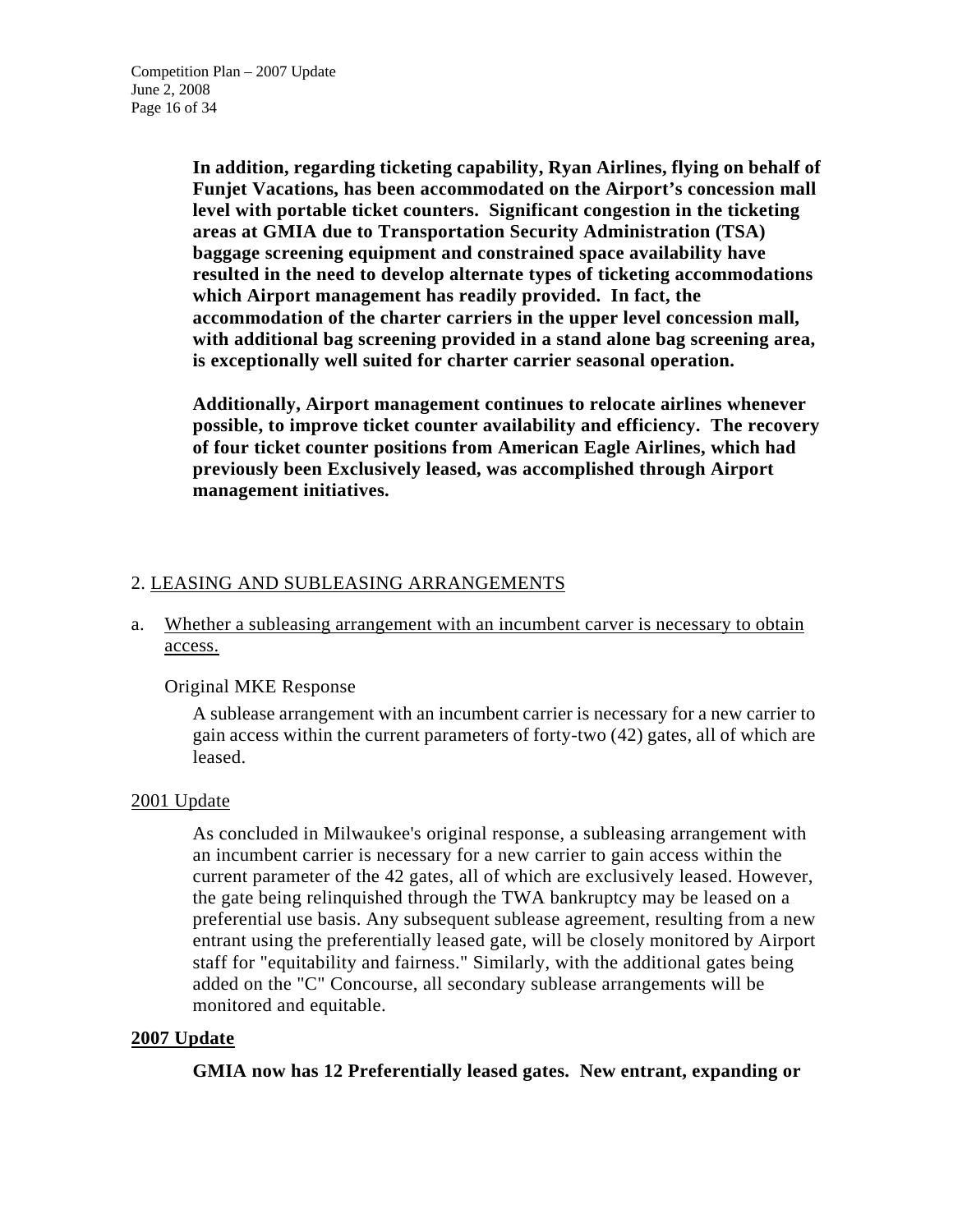**In addition, regarding ticketing capability, Ryan Airlines, flying on behalf of Funjet Vacations, has been accommodated on the Airport's concession mall level with portable ticket counters. Significant congestion in the ticketing areas at GMIA due to Transportation Security Administration (TSA) baggage screening equipment and constrained space availability have resulted in the need to develop alternate types of ticketing accommodations which Airport management has readily provided. In fact, the accommodation of the charter carriers in the upper level concession mall, with additional bag screening provided in a stand alone bag screening area, is exceptionally well suited for charter carrier seasonal operation.**

**Additionally, Airport management continues to relocate airlines whenever possible, to improve ticket counter availability and efficiency. The recovery of four ticket counter positions from American Eagle Airlines, which had previously been Exclusively leased, was accomplished through Airport management initiatives.**

## 2. LEASING AND SUBLEASING ARRANGEMENTS

a. Whether a subleasing arrangement with an incumbent carver is necessary to obtain access.

Original MKE Response

A sublease arrangement with an incumbent carrier is necessary for a new carrier to gain access within the current parameters of forty-two (42) gates, all of which are leased.

2001 Update

As concluded in Milwaukee's original response, a subleasing arrangement with an incumbent carrier is necessary for a new carrier to gain access within the current parameter of the 42 gates, all of which are exclusively leased. However, the gate being relinquished through the TWA bankruptcy may be leased on a preferential use basis. Any subsequent sublease agreement, resulting from a new entrant using the preferentially leased gate, will be closely monitored by Airport staff for "equitability and fairness." Similarly, with the additional gates being added on the "C" Concourse, all secondary sublease arrangements will be monitored and equitable.

**2007 Update**

**GMIA now has 12 Preferentially leased gates. New entrant, expanding or**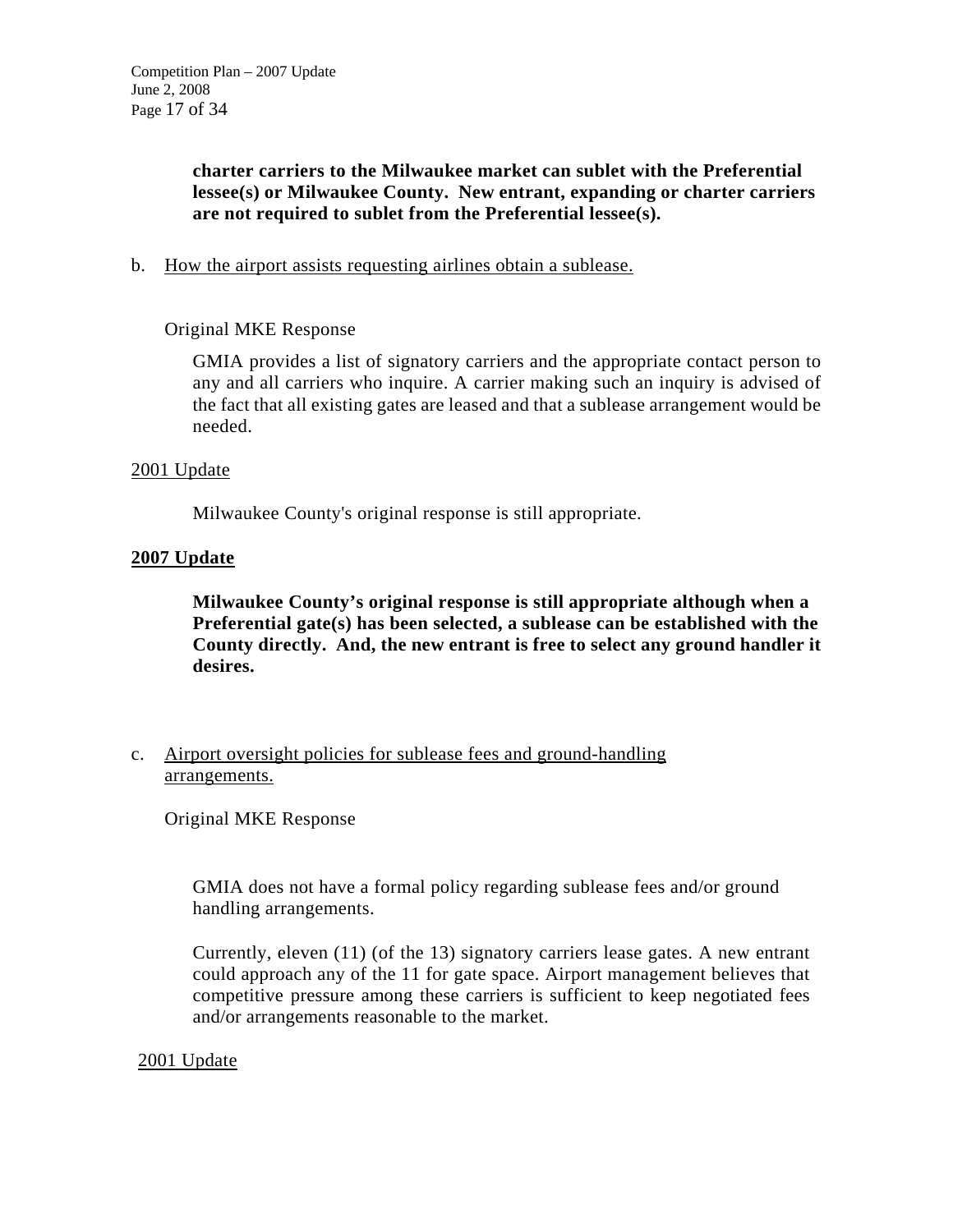**charter carriers to the Milwaukee market can sublet with the Preferential lessee(s) or Milwaukee County. New entrant, expanding or charter carriers are not required to sublet from the Preferential lessee(s).**

b. <u>How the airport assists requesting airlines obtain a sublease.</u>

Original MKE Response

GMIA provides a list of signatory carriers and the appropriate contact person to any and all carriers who inquire. A carrier making such an inquiry is advised of the fact that all existing gates are leased and that a sublease arrangement would be needed.

<u>2001 Update</u>

Milwaukee County's original response is still appropriate.

**<u>2007 Update</u>**

**Milwaukee County's original response is still appropriate although when a Preferential gate(s) has been selected, a sublease can be established with the County directly. And, the new entrant is free to select any ground handler it desires.**

c. <u>Airport oversight policies for sublease fees and ground-handling arrangements.</u>

Original MKE Response

GMIA does not have a formal policy regarding sublease fees and/or ground handling arrangements.

Currently, eleven (11) (of the 13) signatory carriers lease gates. A new entrant could approach any of the 11 for gate space. Airport management believes that competitive pressure among these carriers is sufficient to keep negotiated fees and/or arrangements reasonable to the market.

<u>2001 Update</u>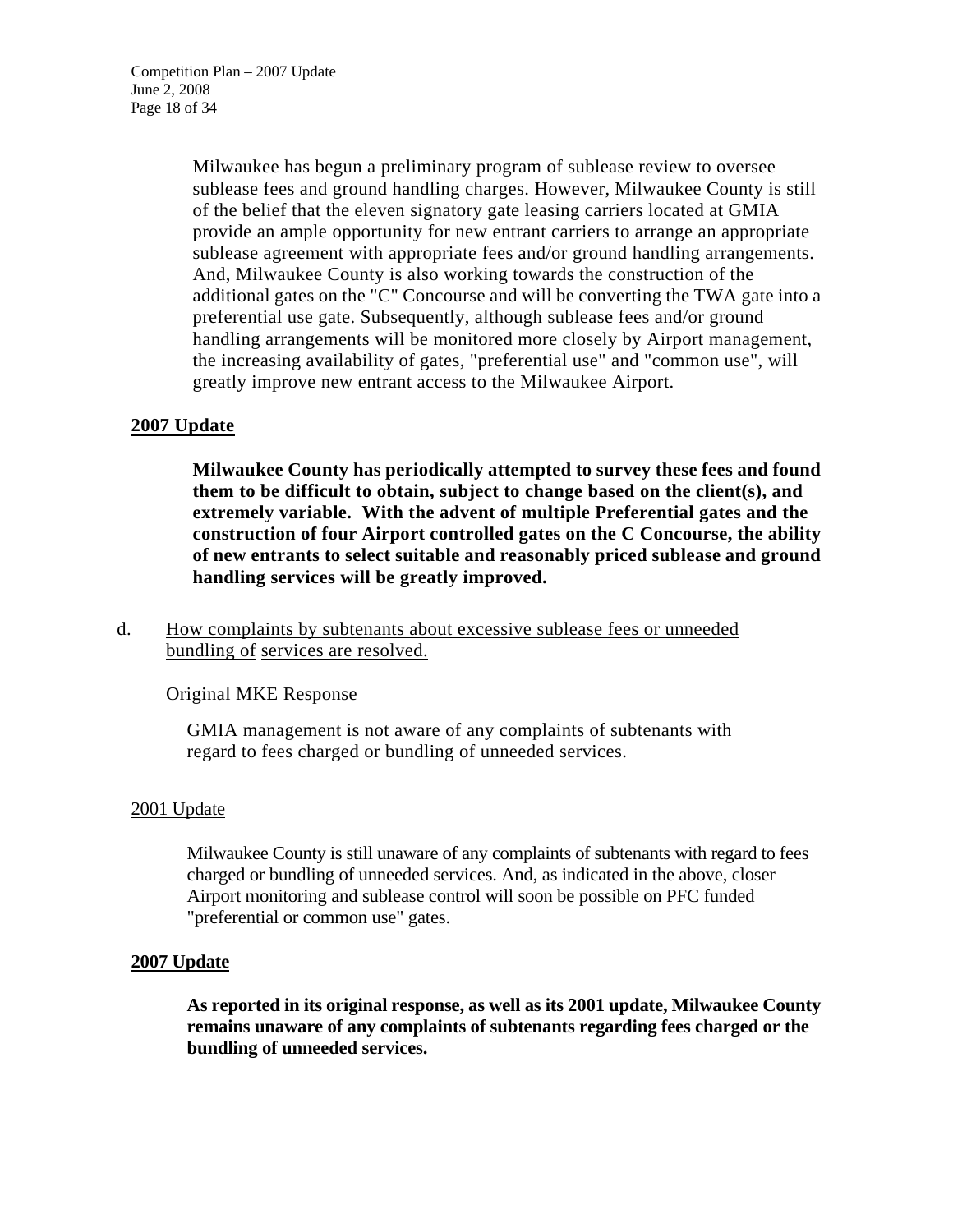Milwaukee has begun a preliminary program of sublease review to oversee sublease fees and ground handling charges. However, Milwaukee County is still of the belief that the eleven signatory gate leasing carriers located at GMIA provide an ample opportunity for new entrant carriers to arrange an appropriate sublease agreement with appropriate fees and/or ground handling arrangements. And, Milwaukee County is also working towards the construction of the additional gates on the "C" Concourse and will be converting the TWA gate into a preferential use gate. Subsequently, although sublease fees and/or ground handling arrangements will be monitored more closely by Airport management, the increasing availability of gates, "preferential use" and "common use", will greatly improve new entrant access to the Milwaukee Airport.

**2007 Update**

**Milwaukee County has periodically attempted to survey these fees and found them to be difficult to obtain, subject to change based on the client(s), and extremely variable. With the advent of multiple Preferential gates and the construction of four Airport controlled gates on the C Concourse, the ability of new entrants to select suitable and reasonably priced sublease and ground handling services will be greatly improved.**

d. How complaints by subtenants about excessive sublease fees or unneeded bundling of services are resolved.

Original MKE Response

GMIA management is not aware of any complaints of subtenants with regard to fees charged or bundling of unneeded services.

2001 Update

Milwaukee County is still unaware of any complaints of subtenants with regard to fees charged or bundling of unneeded services. And, as indicated in the above, closer Airport monitoring and sublease control will soon be possible on PFC funded "preferential or common use" gates.

**2007 Update**

**As reported in its original response, as well as its 2001 update, Milwaukee County remains unaware of any complaints of subtenants regarding fees charged or the bundling of unneeded services.**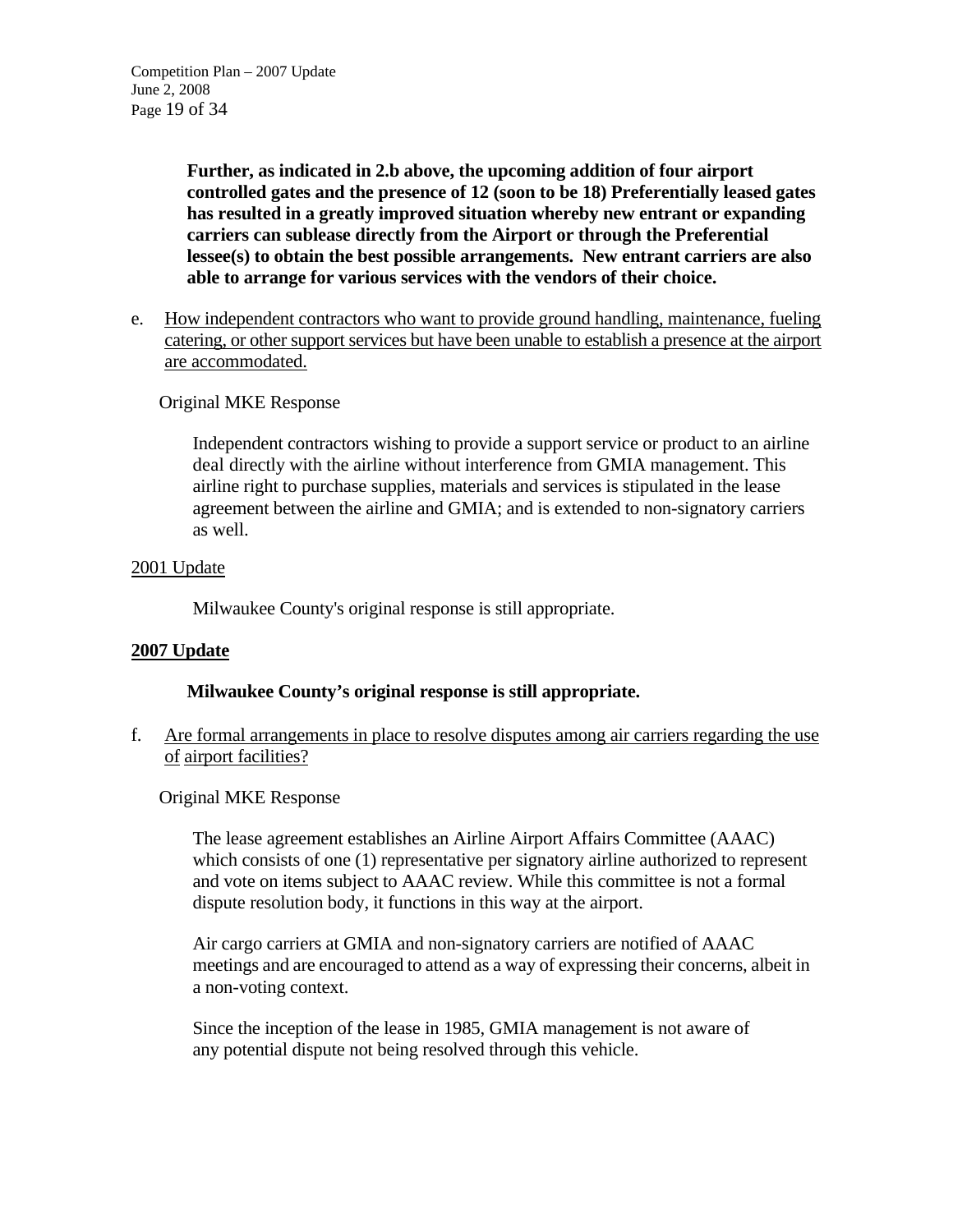**Further, as indicated in 2.b above, the upcoming addition of four airport controlled gates and the presence of 12 (soon to be 18) Preferentially leased gates has resulted in a greatly improved situation whereby new entrant or expanding carriers can sublease directly from the Airport or through the Preferential lessee(s) to obtain the best possible arrangements. New entrant carriers are also able to arrange for various services with the vendors of their choice.**

e. How independent contractors who want to provide ground handling, maintenance, fueling catering, or other support services but have been unable to establish a presence at the airport are accommodated.

Original MKE Response

Independent contractors wishing to provide a support service or product to an airline deal directly with the airline without interference from GMIA management. This airline right to purchase supplies, materials and services is stipulated in the lease agreement between the airline and GMIA; and is extended to non-signatory carriers as well.

2001 Update

Milwaukee County's original response is still appropriate.

**2007 Update**

**Milwaukee County's original response is still appropriate.**

f. Are formal arrangements in place to resolve disputes among air carriers regarding the use of airport facilities?

Original MKE Response

The lease agreement establishes an Airline Airport Affairs Committee (AAAC) which consists of one (1) representative per signatory airline authorized to represent and vote on items subject to AAAC review. While this committee is not a formal dispute resolution body, it functions in this way at the airport.

Air cargo carriers at GMIA and non-signatory carriers are notified of AAAC meetings and are encouraged to attend as a way of expressing their concerns, albeit in a non-voting context.

Since the inception of the lease in 1985, GMIA management is not aware of any potential dispute not being resolved through this vehicle.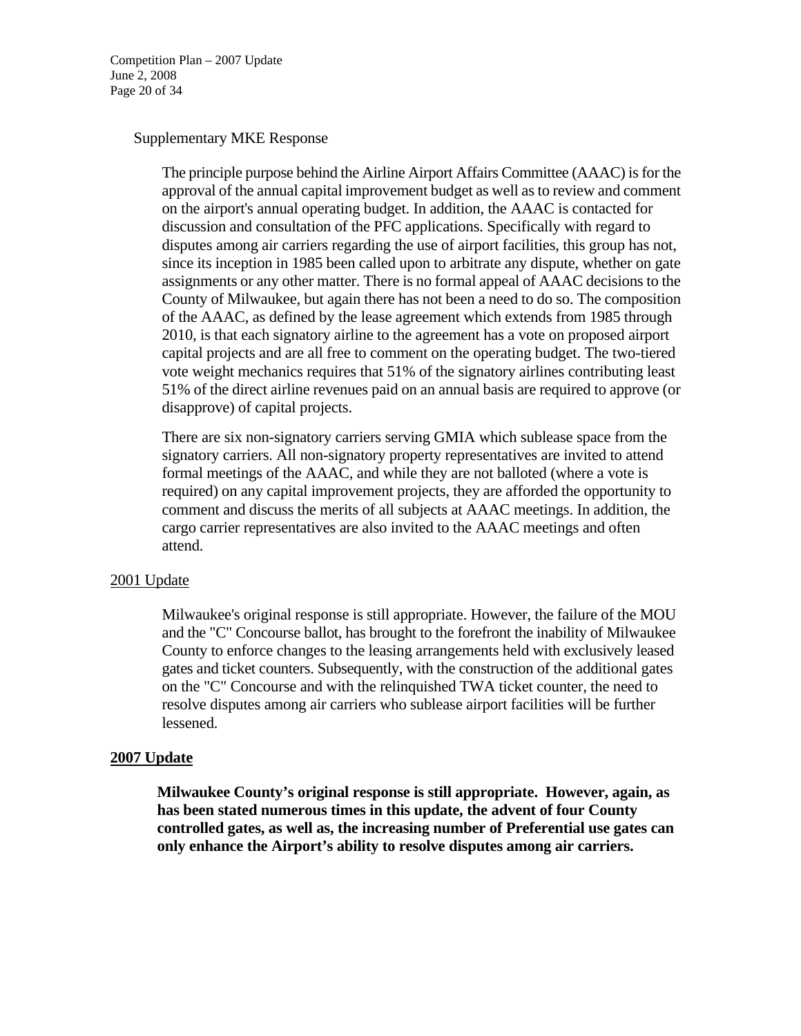Supplementary MKE Response

The principle purpose behind the Airline Airport Affairs Committee (AAAC) is for the approval of the annual capital improvement budget as well as to review and comment on the airport's annual operating budget. In addition, the AAAC is contacted for discussion and consultation of the PFC applications. Specifically with regard to disputes among air carriers regarding the use of airport facilities, this group has not, since its inception in 1985 been called upon to arbitrate any dispute, whether on gate assignments or any other matter. There is no formal appeal of AAAC decisions to the County of Milwaukee, but again there has not been a need to do so. The composition of the AAAC, as defined by the lease agreement which extends from 1985 through 2010, is that each signatory airline to the agreement has a vote on proposed airport capital projects and are all free to comment on the operating budget. The two-tiered vote weight mechanics requires that 51% of the signatory airlines contributing least 51% of the direct airline revenues paid on an annual basis are required to approve (or disapprove) of capital projects.

There are six non-signatory carriers serving GMIA which sublease space from the signatory carriers. All non-signatory property representatives are invited to attend formal meetings of the AAAC, and while they are not balloted (where a vote is required) on any capital improvement projects, they are afforded the opportunity to comment and discuss the merits of all subjects at AAAC meetings. In addition, the cargo carrier representatives are also invited to the AAAC meetings and often attend.

<u>2001 Update</u>

Milwaukee's original response is still appropriate. However, the failure of the MOU and the "C" Concourse ballot, has brought to the forefront the inability of Milwaukee County to enforce changes to the leasing arrangements held with exclusively leased gates and ticket counters. Subsequently, with the construction of the additional gates on the "C" Concourse and with the relinquished TWA ticket counter, the need to resolve disputes among air carriers who sublease airport facilities will be further lessened.

**<u>2007 Update</u>**

**Milwaukee County's original response is still appropriate. However, again, as has been stated numerous times in this update, the advent of four County controlled gates, as well as, the increasing number of Preferential use gates can only enhance the Airport's ability to resolve disputes among air carriers.**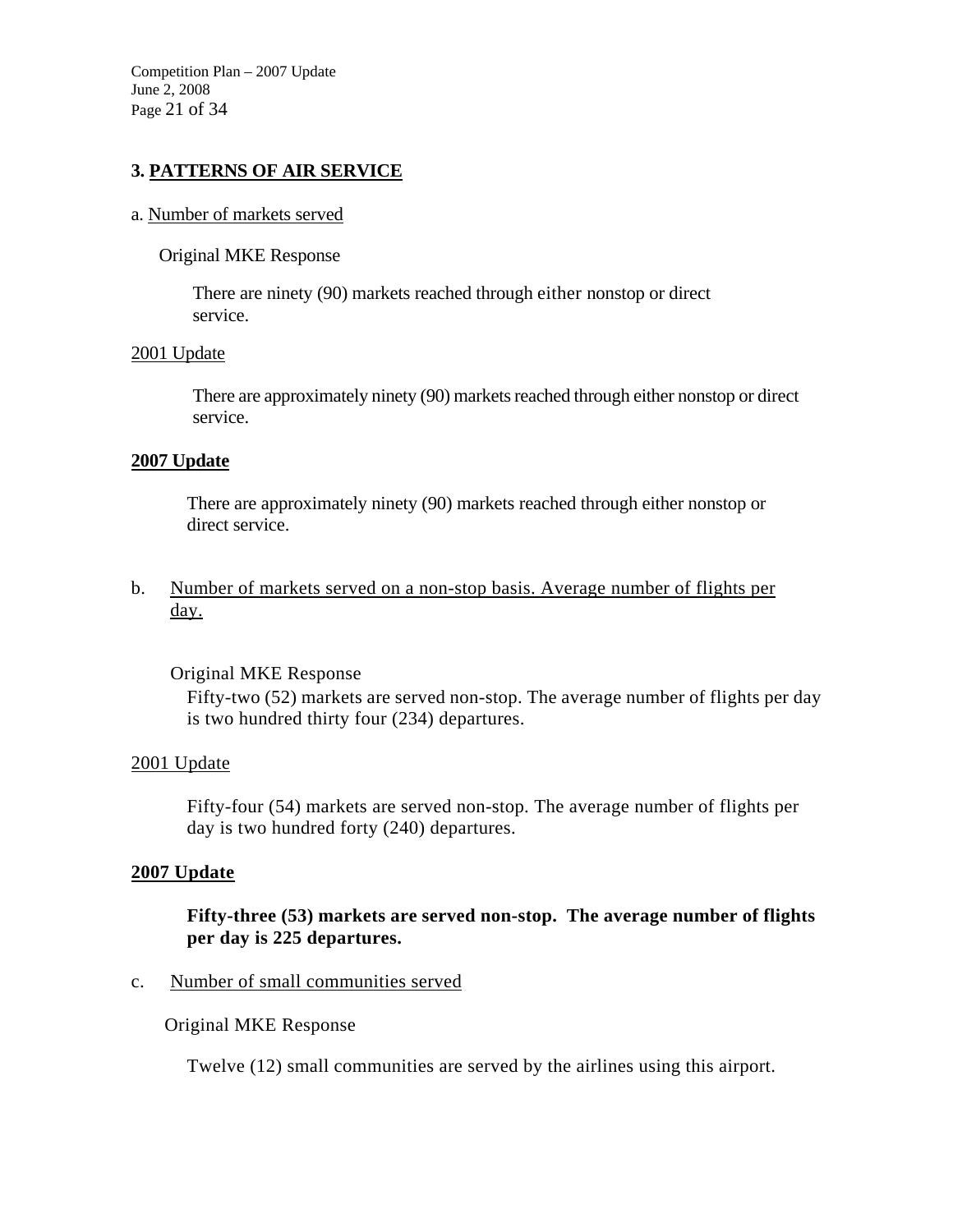## 3. PATTERNS OF AIR SERVICE

a. Number of markets served

Original MKE Response

There are ninety (90) markets reached through either nonstop or direct service.

2001 Update

There are approximately ninety (90) markets reached through either nonstop or direct service.

**2007 Update**

There are approximately ninety (90) markets reached through either nonstop or direct service.

b. Number of markets served on a non-stop basis. Average number of flights per day.

Original MKE Response

Fifty-two (52) markets are served non-stop. The average number of flights per day is two hundred thirty four (234) departures.

2001 Update

Fifty-four (54) markets are served non-stop. The average number of flights per day is two hundred forty (240) departures.

**2007 Update**

**Fifty-three (53) markets are served non-stop. The average number of flights per day is 225 departures.**

c. Number of small communities served

Original MKE Response

Twelve (12) small communities are served by the airlines using this airport.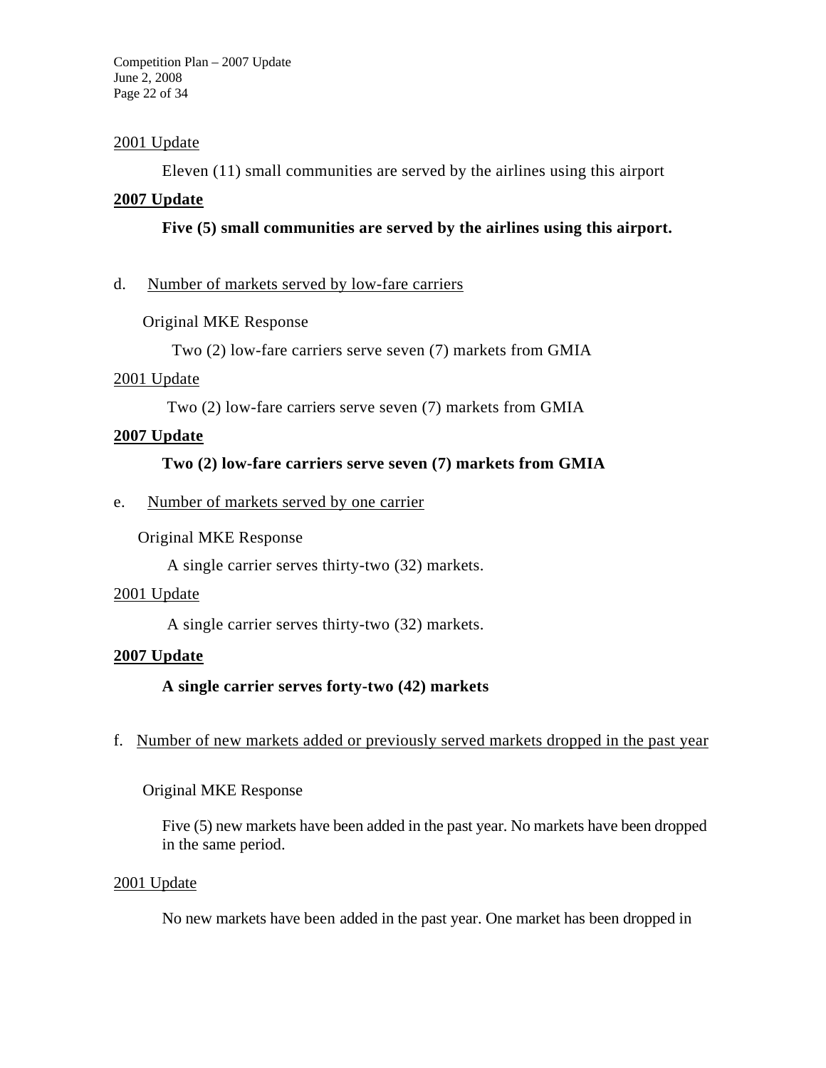<u>2001 Update</u>

Eleven (11) small communities are served by the airlines using this airport

**<u>2007 Update</u>**

**Five (5) small communities are served by the airlines using this airport.**

d. <u>Number of markets served by low-fare carriers</u>

Original MKE Response

Two (2) low-fare carriers serve seven (7) markets from GMIA

<u>2001 Update</u>

Two (2) low-fare carriers serve seven (7) markets from GMIA

**<u>2007 Update</u>**

**Two (2) low-fare carriers serve seven (7) markets from GMIA**

e. <u>Number of markets served by one carrier</u>

Original MKE Response

A single carrier serves thirty-two (32) markets.

<u>2001 Update</u>

A single carrier serves thirty-two (32) markets.

**<u>2007 Update</u>**

**A single carrier serves forty-two (42) markets**

f. <u>Number of new markets added or previously served markets dropped in the past year</u>

Original MKE Response

Five (5) new markets have been added in the past year. No markets have been dropped in the same period.

<u>2001 Update</u>

No new markets have been added in the past year. One market has been dropped in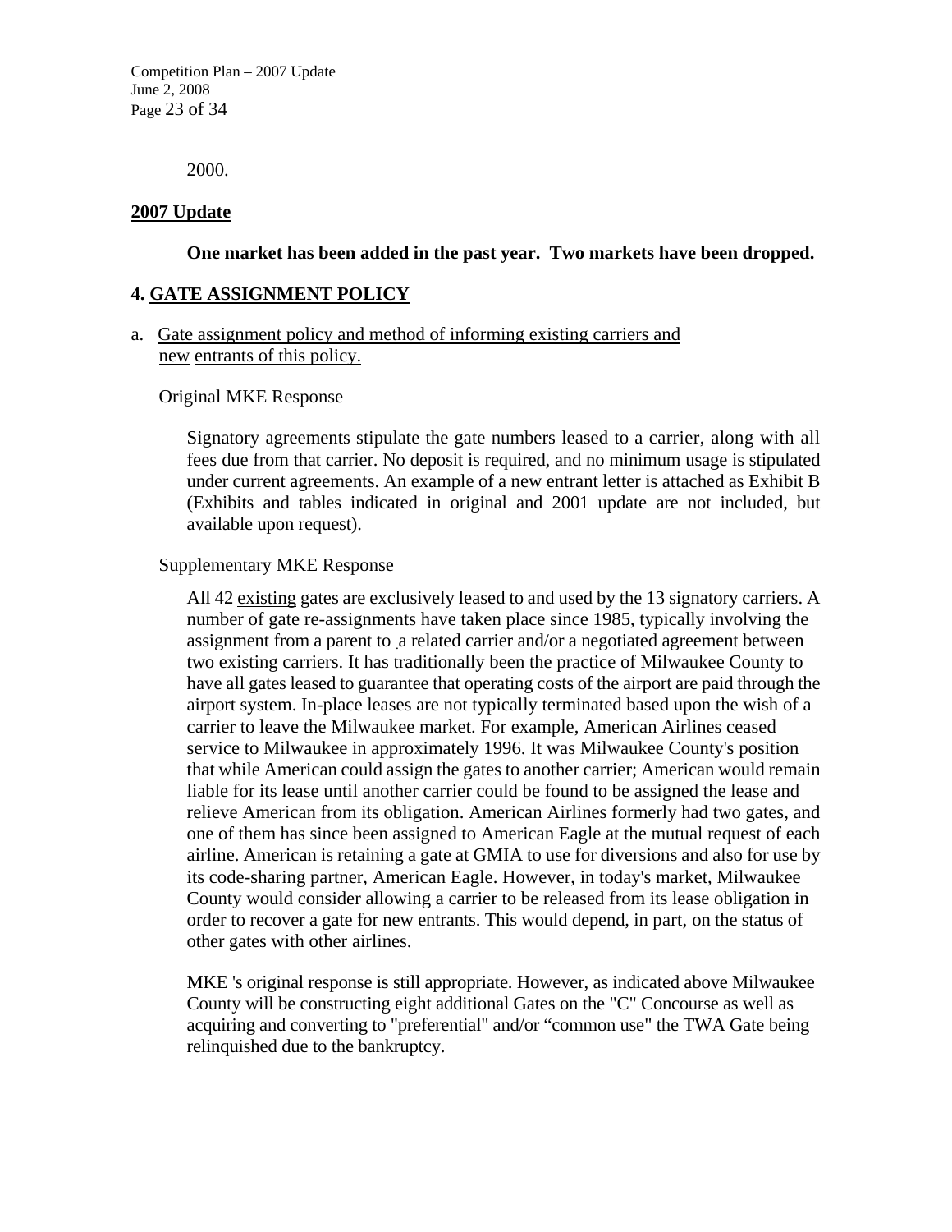2000.

**2007 Update**

**One market has been added in the past year. Two markets have been dropped.**

## 4. GATE ASSIGNMENT POLICY

a. Gate assignment policy and method of informing existing carriers and new entrants of this policy.

Original MKE Response

Signatory agreements stipulate the gate numbers leased to a carrier, along with all fees due from that carrier. No deposit is required, and no minimum usage is stipulated under current agreements. An example of a new entrant letter is attached as Exhibit B (Exhibits and tables indicated in original and 2001 update are not included, but available upon request).

Supplementary MKE Response

All 42 existing gates are exclusively leased to and used by the 13 signatory carriers. A number of gate re-assignments have taken place since 1985, typically involving the assignment from a parent to a related carrier and/or a negotiated agreement between two existing carriers. It has traditionally been the practice of Milwaukee County to have all gates leased to guarantee that operating costs of the airport are paid through the airport system. In-place leases are not typically terminated based upon the wish of a carrier to leave the Milwaukee market. For example, American Airlines ceased service to Milwaukee in approximately 1996. It was Milwaukee County's position that while American could assign the gates to another carrier; American would remain liable for its lease until another carrier could be found to be assigned the lease and relieve American from its obligation. American Airlines formerly had two gates, and one of them has since been assigned to American Eagle at the mutual request of each airline. American is retaining a gate at GMIA to use for diversions and also for use by its code-sharing partner, American Eagle. However, in today's market, Milwaukee County would consider allowing a carrier to be released from its lease obligation in order to recover a gate for new entrants. This would depend, in part, on the status of other gates with other airlines.

MKE 's original response is still appropriate. However, as indicated above Milwaukee County will be constructing eight additional Gates on the "C" Concourse as well as acquiring and converting to "preferential" and/or “common use" the TWA Gate being relinquished due to the bankruptcy.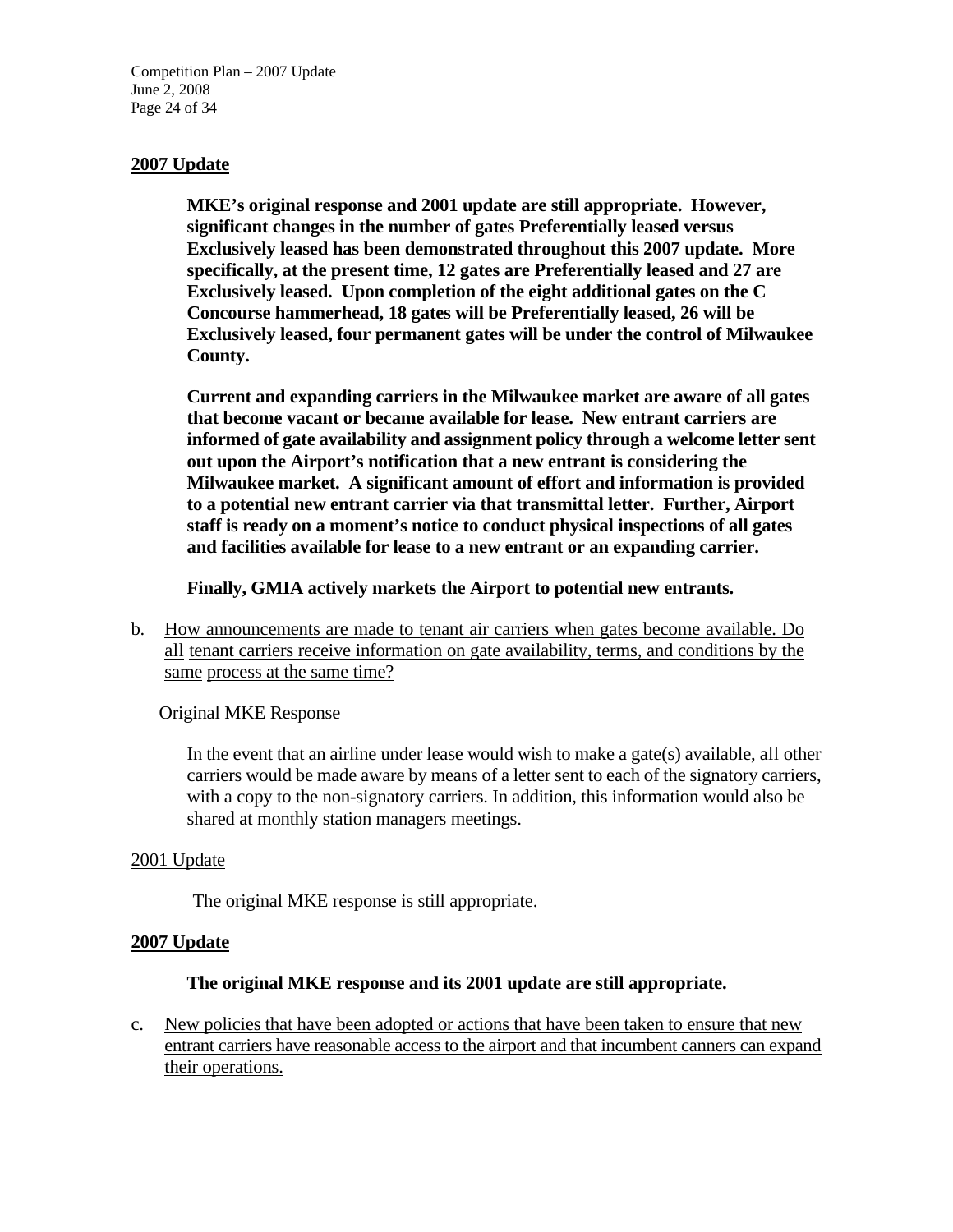**2007 Update**

> **MKE's original response and 2001 update are still appropriate. However, significant changes in the number of gates Preferentially leased versus Exclusively leased has been demonstrated throughout this 2007 update. More specifically, at the present time, 12 gates are Preferentially leased and 27 are Exclusively leased. Upon completion of the eight additional gates on the C Concourse hammerhead, 18 gates will be Preferentially leased, 26 will be Exclusively leased, four permanent gates will be under the control of Milwaukee County.**
>
> **Current and expanding carriers in the Milwaukee market are aware of all gates that become vacant or became available for lease. New entrant carriers are informed of gate availability and assignment policy through a welcome letter sent out upon the Airport's notification that a new entrant is considering the Milwaukee market. A significant amount of effort and information is provided to a potential new entrant carrier via that transmittal letter. Further, Airport staff is ready on a moment's notice to conduct physical inspections of all gates and facilities available for lease to a new entrant or an expanding carrier.**
>
> **Finally, GMIA actively markets the Airport to potential new entrants.**

b. <u>How announcements are made to tenant air carriers when gates become available. Do all tenant carriers receive information on gate availability, terms, and conditions by the same process at the same time?</u>

Original MKE Response

> In the event that an airline under lease would wish to make a gate(s) available, all other carriers would be made aware by means of a letter sent to each of the signatory carriers, with a copy to the non-signatory carriers. In addition, this information would also be shared at monthly station managers meetings.

<u>2001 Update</u>

> The original MKE response is still appropriate.

**2007 Update**

> **The original MKE response and its 2001 update are still appropriate.**

c. <u>New policies that have been adopted or actions that have been taken to ensure that new entrant carriers have reasonable access to the airport and that incumbent canners can expand their operations.</u>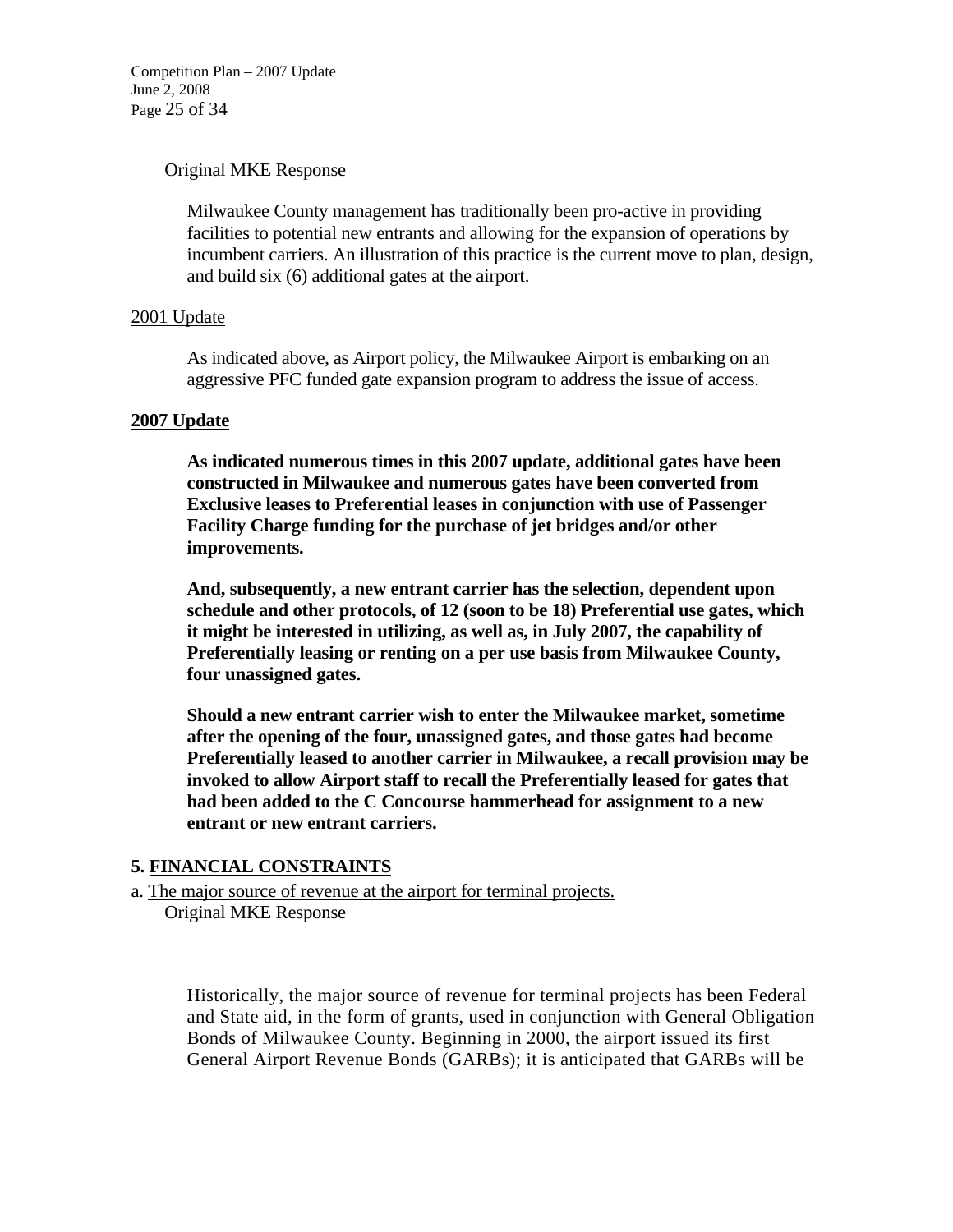Original MKE Response

Milwaukee County management has traditionally been pro-active in providing facilities to potential new entrants and allowing for the expansion of operations by incumbent carriers. An illustration of this practice is the current move to plan, design, and build six (6) additional gates at the airport.

<u>2001 Update</u>

As indicated above, as Airport policy, the Milwaukee Airport is embarking on an aggressive PFC funded gate expansion program to address the issue of access.

**<u>2007 Update</u>**

**As indicated numerous times in this 2007 update, additional gates have been constructed in Milwaukee and numerous gates have been converted from Exclusive leases to Preferential leases in conjunction with use of Passenger Facility Charge funding for the purchase of jet bridges and/or other improvements.**

**And, subsequently, a new entrant carrier has the selection, dependent upon schedule and other protocols, of 12 (soon to be 18) Preferential use gates, which it might be interested in utilizing, as well as, in July 2007, the capability of Preferentially leasing or renting on a per use basis from Milwaukee County, four unassigned gates.**

**Should a new entrant carrier wish to enter the Milwaukee market, sometime after the opening of the four, unassigned gates, and those gates had become Preferentially leased to another carrier in Milwaukee, a recall provision may be invoked to allow Airport staff to recall the Preferentially leased for gates that had been added to the C Concourse hammerhead for assignment to a new entrant or new entrant carriers.**

## 5. FINANCIAL CONSTRAINTS

a. <u>The major source of revenue at the airport for terminal projects.</u>

Original MKE Response

Historically, the major source of revenue for terminal projects has been Federal and State aid, in the form of grants, used in conjunction with General Obligation Bonds of Milwaukee County. Beginning in 2000, the airport issued its first General Airport Revenue Bonds (GARBs); it is anticipated that GARBs will be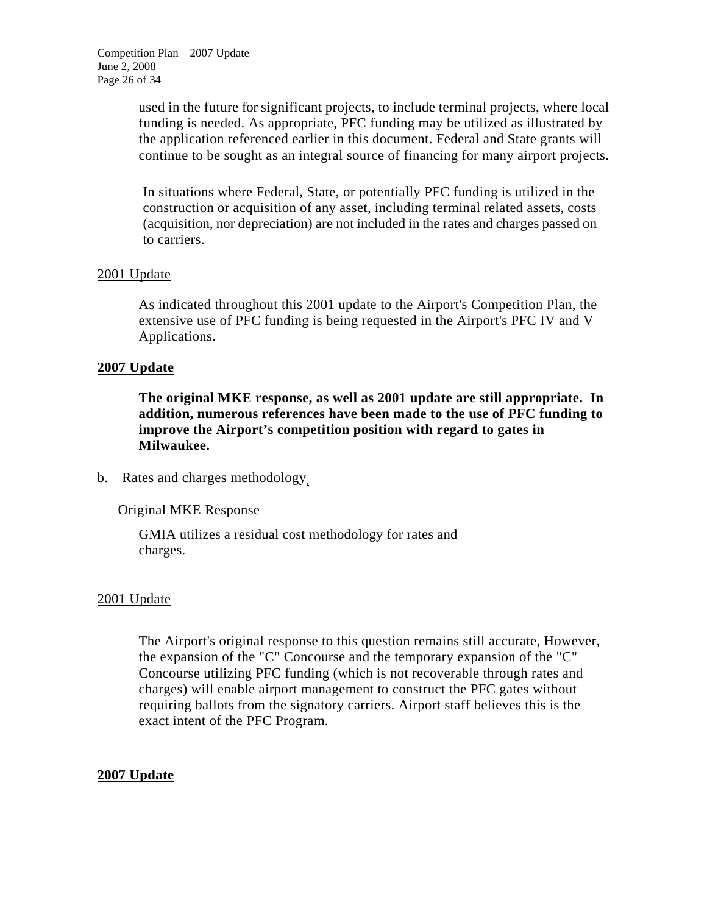used in the future for significant projects, to include terminal projects, where local funding is needed. As appropriate, PFC funding may be utilized as illustrated by the application referenced earlier in this document. Federal and State grants will continue to be sought as an integral source of financing for many airport projects.

In situations where Federal, State, or potentially PFC funding is utilized in the construction or acquisition of any asset, including terminal related assets, costs (acquisition, nor depreciation) are not included in the rates and charges passed on to carriers.

2001 Update

As indicated throughout this 2001 update to the Airport's Competition Plan, the extensive use of PFC funding is being requested in the Airport's PFC IV and V Applications.

**2007 Update**

**The original MKE response, as well as 2001 update are still appropriate. In addition, numerous references have been made to the use of PFC funding to improve the Airport's competition position with regard to gates in Milwaukee.**

b. Rates and charges methodology.

Original MKE Response

GMIA utilizes a residual cost methodology for rates and charges.

2001 Update

The Airport's original response to this question remains still accurate, However, the expansion of the "C" Concourse and the temporary expansion of the "C" Concourse utilizing PFC funding (which is not recoverable through rates and charges) will enable airport management to construct the PFC gates without requiring ballots from the signatory carriers. Airport staff believes this is the exact intent of the PFC Program.

**2007 Update**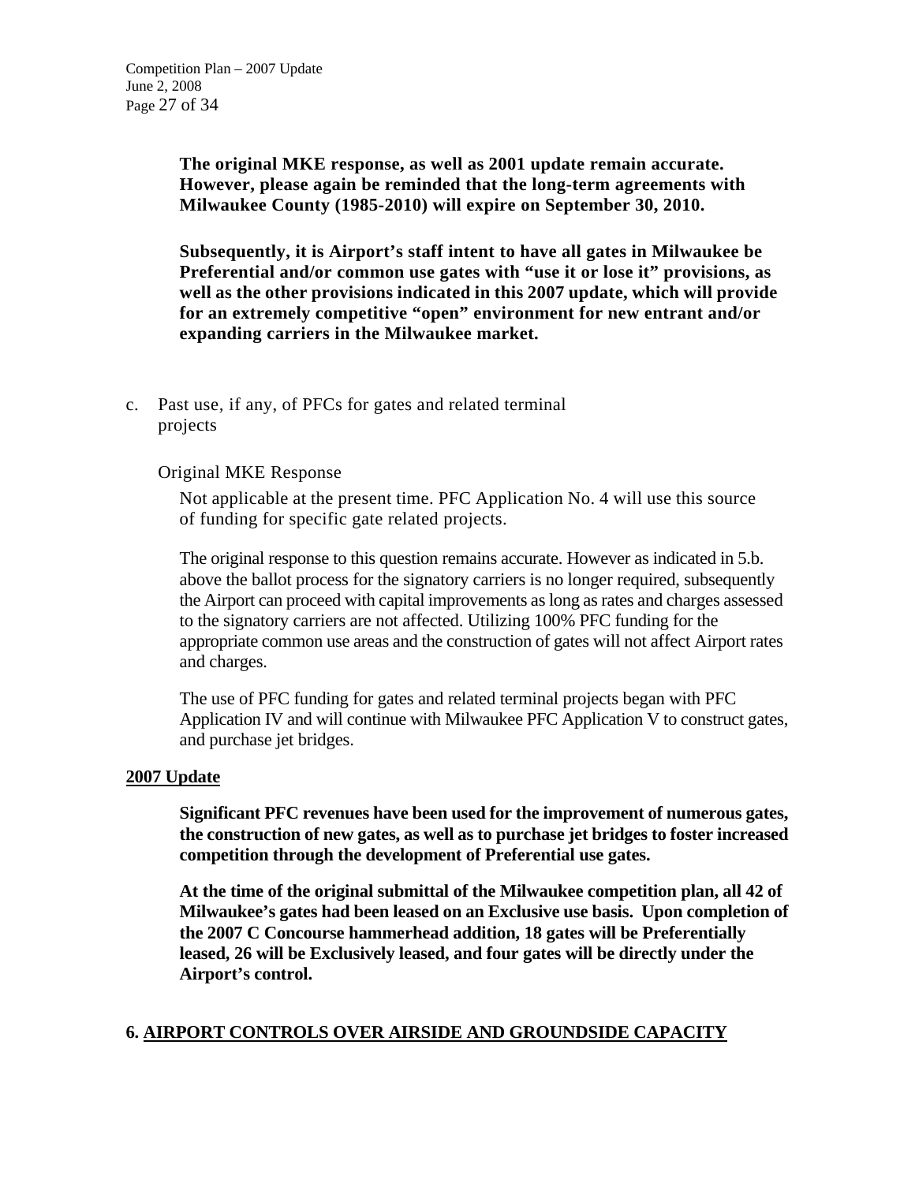**The original MKE response, as well as 2001 update remain accurate. However, please again be reminded that the long-term agreements with Milwaukee County (1985-2010) will expire on September 30, 2010.**

**Subsequently, it is Airport's staff intent to have all gates in Milwaukee be Preferential and/or common use gates with "use it or lose it" provisions, as well as the other provisions indicated in this 2007 update, which will provide for an extremely competitive "open" environment for new entrant and/or expanding carriers in the Milwaukee market.**

c. Past use, if any, of PFCs for gates and related terminal projects

Original MKE Response

Not applicable at the present time. PFC Application No. 4 will use this source of funding for specific gate related projects.

The original response to this question remains accurate. However as indicated in 5.b. above the ballot process for the signatory carriers is no longer required, subsequently the Airport can proceed with capital improvements as long as rates and charges assessed to the signatory carriers are not affected. Utilizing 100% PFC funding for the appropriate common use areas and the construction of gates will not affect Airport rates and charges.

The use of PFC funding for gates and related terminal projects began with PFC Application IV and will continue with Milwaukee PFC Application V to construct gates, and purchase jet bridges.

**2007 Update**

**Significant PFC revenues have been used for the improvement of numerous gates, the construction of new gates, as well as to purchase jet bridges to foster increased competition through the development of Preferential use gates.**

**At the time of the original submittal of the Milwaukee competition plan, all 42 of Milwaukee's gates had been leased on an Exclusive use basis. Upon completion of the 2007 C Concourse hammerhead addition, 18 gates will be Preferentially leased, 26 will be Exclusively leased, and four gates will be directly under the Airport's control.**

## 6. AIRPORT CONTROLS OVER AIRSIDE AND GROUNDSIDE CAPACITY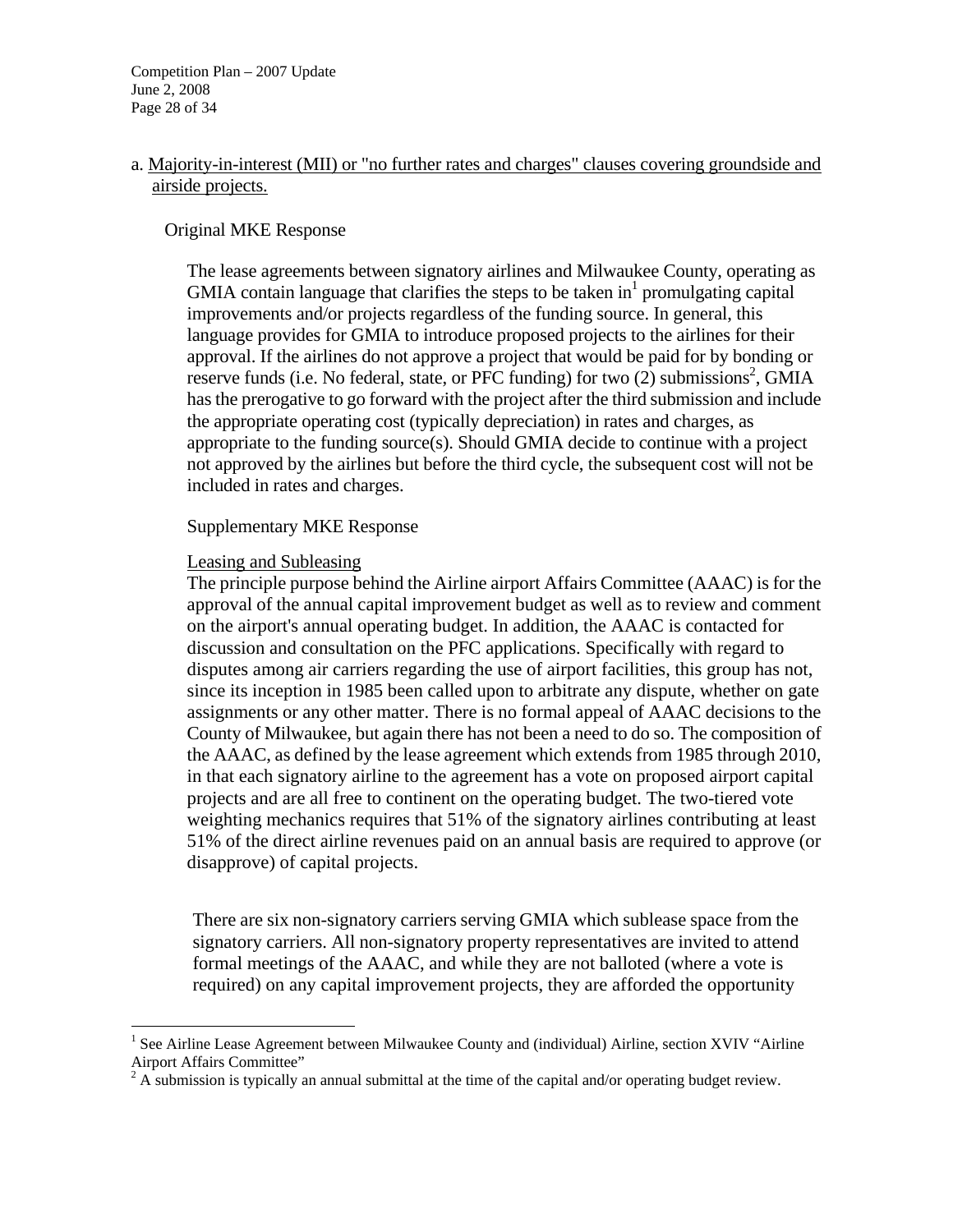a. Majority-in-interest (MII) or "no further rates and charges" clauses covering groundside and airside projects.

Original MKE Response

The lease agreements between signatory airlines and Milwaukee County, operating as GMIA contain language that clarifies the steps to be taken in[1] promulgating capital improvements and/or projects regardless of the funding source. In general, this language provides for GMIA to introduce proposed projects to the airlines for their approval. If the airlines do not approve a project that would be paid for by bonding or reserve funds (i.e. No federal, state, or PFC funding) for two (2) submissions[2], GMIA has the prerogative to go forward with the project after the third submission and include the appropriate operating cost (typically depreciation) in rates and charges, as appropriate to the funding source(s). Should GMIA decide to continue with a project not approved by the airlines but before the third cycle, the subsequent cost will not be included in rates and charges.

Supplementary MKE Response

Leasing and Subleasing

The principle purpose behind the Airline airport Affairs Committee (AAAC) is for the approval of the annual capital improvement budget as well as to review and comment on the airport's annual operating budget. In addition, the AAAC is contacted for discussion and consultation on the PFC applications. Specifically with regard to disputes among air carriers regarding the use of airport facilities, this group has not, since its inception in 1985 been called upon to arbitrate any dispute, whether on gate assignments or any other matter. There is no formal appeal of AAAC decisions to the County of Milwaukee, but again there has not been a need to do so. The composition of the AAAC, as defined by the lease agreement which extends from 1985 through 2010, in that each signatory airline to the agreement has a vote on proposed airport capital projects and are all free to continent on the operating budget. The two-tiered vote weighting mechanics requires that 51% of the signatory airlines contributing at least 51% of the direct airline revenues paid on an annual basis are required to approve (or disapprove) of capital projects.

There are six non-signatory carriers serving GMIA which sublease space from the signatory carriers. All non-signatory property representatives are invited to attend formal meetings of the AAAC, and while they are not balloted (where a vote is required) on any capital improvement projects, they are afforded the opportunity

[1] See Airline Lease Agreement between Milwaukee County and (individual) Airline, section XVIV "Airline Airport Affairs Committee"

[2] A submission is typically an annual submittal at the time of the capital and/or operating budget review.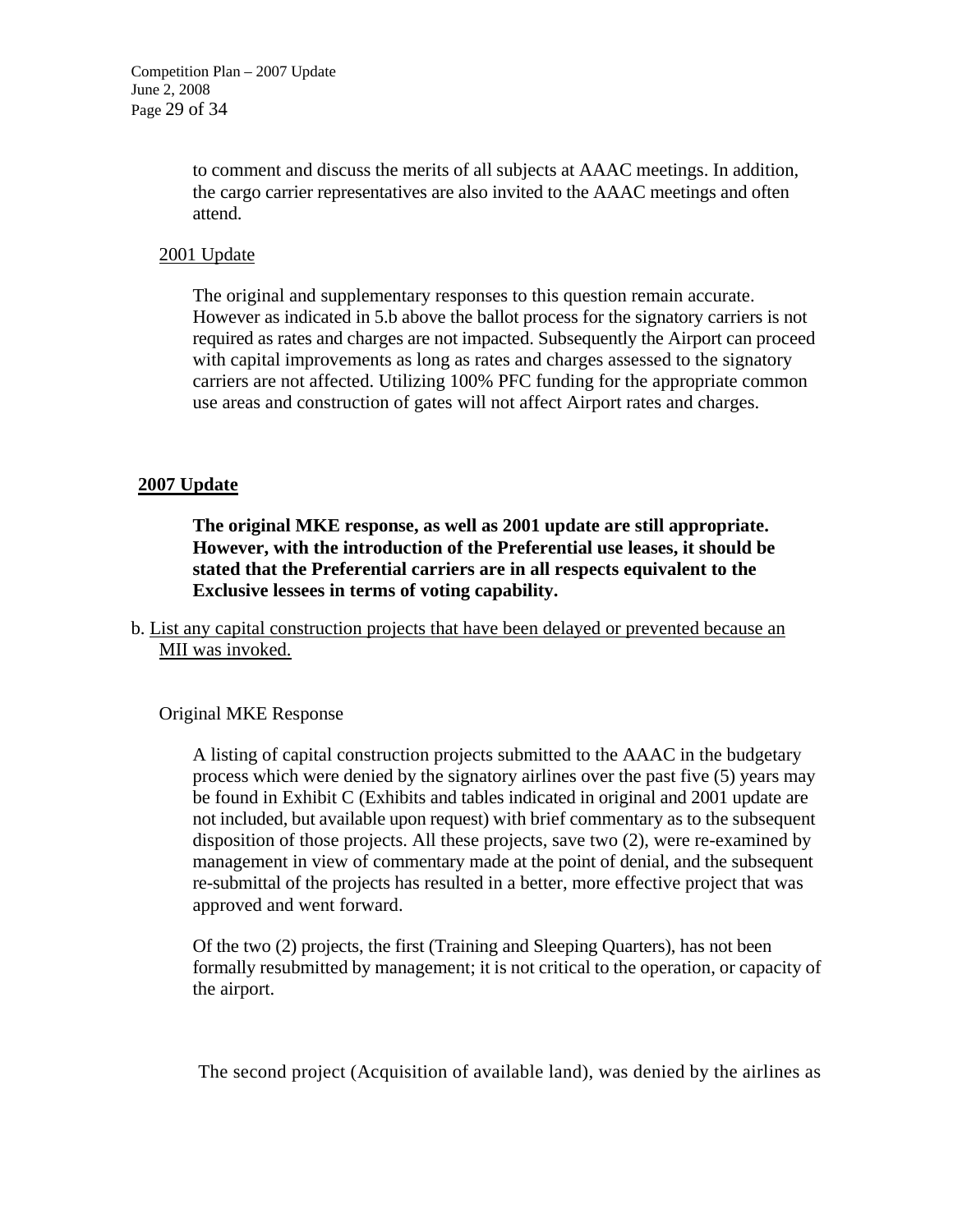to comment and discuss the merits of all subjects at AAAC meetings. In addition, the cargo carrier representatives are also invited to the AAAC meetings and often attend.

<u>2001 Update</u>

The original and supplementary responses to this question remain accurate. However as indicated in 5.b above the ballot process for the signatory carriers is not required as rates and charges are not impacted. Subsequently the Airport can proceed with capital improvements as long as rates and charges assessed to the signatory carriers are not affected. Utilizing 100% PFC funding for the appropriate common use areas and construction of gates will not affect Airport rates and charges.

**<u>2007 Update</u>**

**The original MKE response, as well as 2001 update are still appropriate. However, with the introduction of the Preferential use leases, it should be stated that the Preferential carriers are in all respects equivalent to the Exclusive lessees in terms of voting capability.**

b. <u>List any capital construction projects that have been delayed or prevented because an MII was invoked.</u>

Original MKE Response

A listing of capital construction projects submitted to the AAAC in the budgetary process which were denied by the signatory airlines over the past five (5) years may be found in Exhibit C (Exhibits and tables indicated in original and 2001 update are not included, but available upon request) with brief commentary as to the subsequent disposition of those projects. All these projects, save two (2), were re-examined by management in view of commentary made at the point of denial, and the subsequent re-submittal of the projects has resulted in a better, more effective project that was approved and went forward.

Of the two (2) projects, the first (Training and Sleeping Quarters), has not been formally resubmitted by management; it is not critical to the operation, or capacity of the airport.

The second project (Acquisition of available land), was denied by the airlines as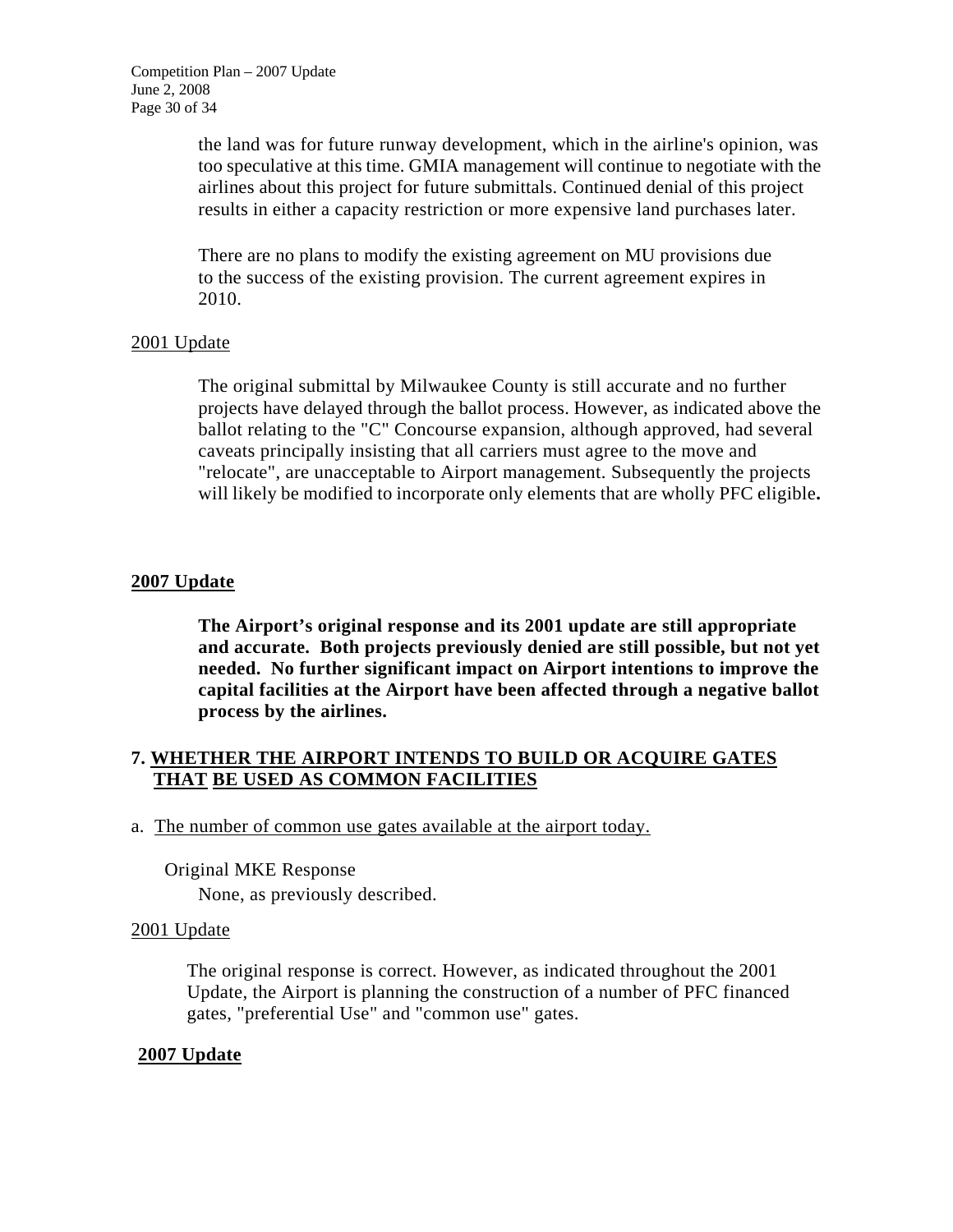the land was for future runway development, which in the airline's opinion, was too speculative at this time. GMIA management will continue to negotiate with the airlines about this project for future submittals. Continued denial of this project results in either a capacity restriction or more expensive land purchases later.

There are no plans to modify the existing agreement on MU provisions due to the success of the existing provision. The current agreement expires in 2010.

2001 Update

The original submittal by Milwaukee County is still accurate and no further projects have delayed through the ballot process. However, as indicated above the ballot relating to the "C" Concourse expansion, although approved, had several caveats principally insisting that all carriers must agree to the move and "relocate", are unacceptable to Airport management. Subsequently the projects will likely be modified to incorporate only elements that are wholly PFC eligible**.**

**2007 Update**

**The Airport's original response and its 2001 update are still appropriate and accurate. Both projects previously denied are still possible, but not yet needed. No further significant impact on Airport intentions to improve the capital facilities at the Airport have been affected through a negative ballot process by the airlines.**

## 7. WHETHER THE AIRPORT INTENDS TO BUILD OR ACQUIRE GATES THAT BE USED AS COMMON FACILITIES

a. The number of common use gates available at the airport today.

Original MKE Response

None, as previously described.

2001 Update

The original response is correct. However, as indicated throughout the 2001 Update, the Airport is planning the construction of a number of PFC financed gates, "preferential Use" and "common use" gates.

**2007 Update**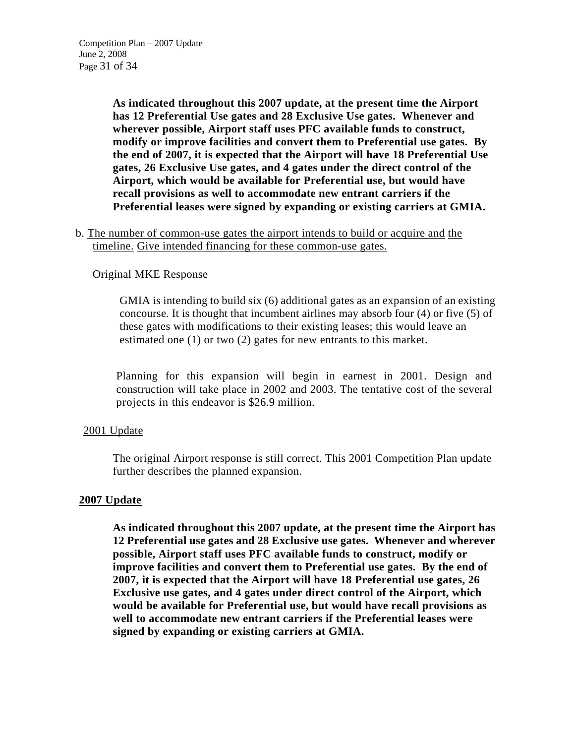**As indicated throughout this 2007 update, at the present time the Airport has 12 Preferential Use gates and 28 Exclusive Use gates. Whenever and wherever possible, Airport staff uses PFC available funds to construct, modify or improve facilities and convert them to Preferential use gates. By the end of 2007, it is expected that the Airport will have 18 Preferential Use gates, 26 Exclusive Use gates, and 4 gates under the direct control of the Airport, which would be available for Preferential use, but would have recall provisions as well to accommodate new entrant carriers if the Preferential leases were signed by expanding or existing carriers at GMIA.**

b. <u>The number of common-use gates the airport intends to build or acquire and</u> <u>the timeline.</u> <u>Give intended financing for these common-use gates.</u>

Original MKE Response

GMIA is intending to build six (6) additional gates as an expansion of an existing concourse. It is thought that incumbent airlines may absorb four (4) or five (5) of these gates with modifications to their existing leases; this would leave an estimated one (1) or two (2) gates for new entrants to this market.

Planning for this expansion will begin in earnest in 2001. Design and construction will take place in 2002 and 2003. The tentative cost of the several projects in this endeavor is $26.9 million.

<u>2001 Update</u>

The original Airport response is still correct. This 2001 Competition Plan update further describes the planned expansion.

<u>**2007 Update**</u>

**As indicated throughout this 2007 update, at the present time the Airport has 12 Preferential use gates and 28 Exclusive use gates. Whenever and wherever possible, Airport staff uses PFC available funds to construct, modify or improve facilities and convert them to Preferential use gates. By the end of 2007, it is expected that the Airport will have 18 Preferential use gates, 26 Exclusive use gates, and 4 gates under direct control of the Airport, which would be available for Preferential use, but would have recall provisions as well to accommodate new entrant carriers if the Preferential leases were signed by expanding or existing carriers at GMIA.**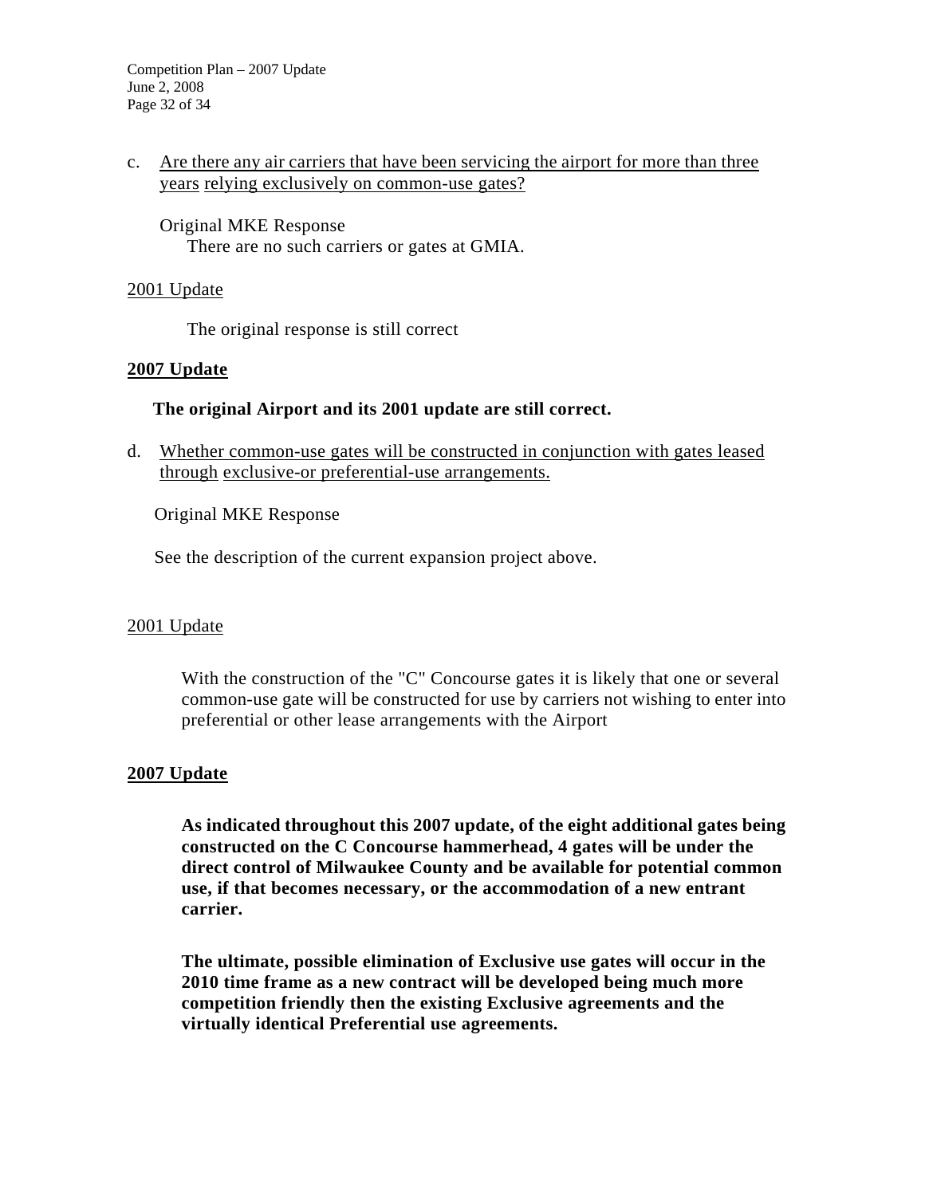c. <u>Are there any air carriers that have been servicing the airport for more than three years relying exclusively on common-use gates?</u>

Original MKE Response

There are no such carriers or gates at GMIA.

<u>2001 Update</u>

The original response is still correct

**<u>2007 Update</u>**

**The original Airport and its 2001 update are still correct.**

d. <u>Whether common-use gates will be constructed in conjunction with gates leased through exclusive-or preferential-use arrangements.</u>

Original MKE Response

See the description of the current expansion project above.

<u>2001 Update</u>

With the construction of the "C" Concourse gates it is likely that one or several common-use gate will be constructed for use by carriers not wishing to enter into preferential or other lease arrangements with the Airport

**<u>2007 Update</u>**

**As indicated throughout this 2007 update, of the eight additional gates being constructed on the C Concourse hammerhead, 4 gates will be under the direct control of Milwaukee County and be available for potential common use, if that becomes necessary, or the accommodation of a new entrant carrier.**

**The ultimate, possible elimination of Exclusive use gates will occur in the 2010 time frame as a new contract will be developed being much more competition friendly then the existing Exclusive agreements and the virtually identical Preferential use agreements.**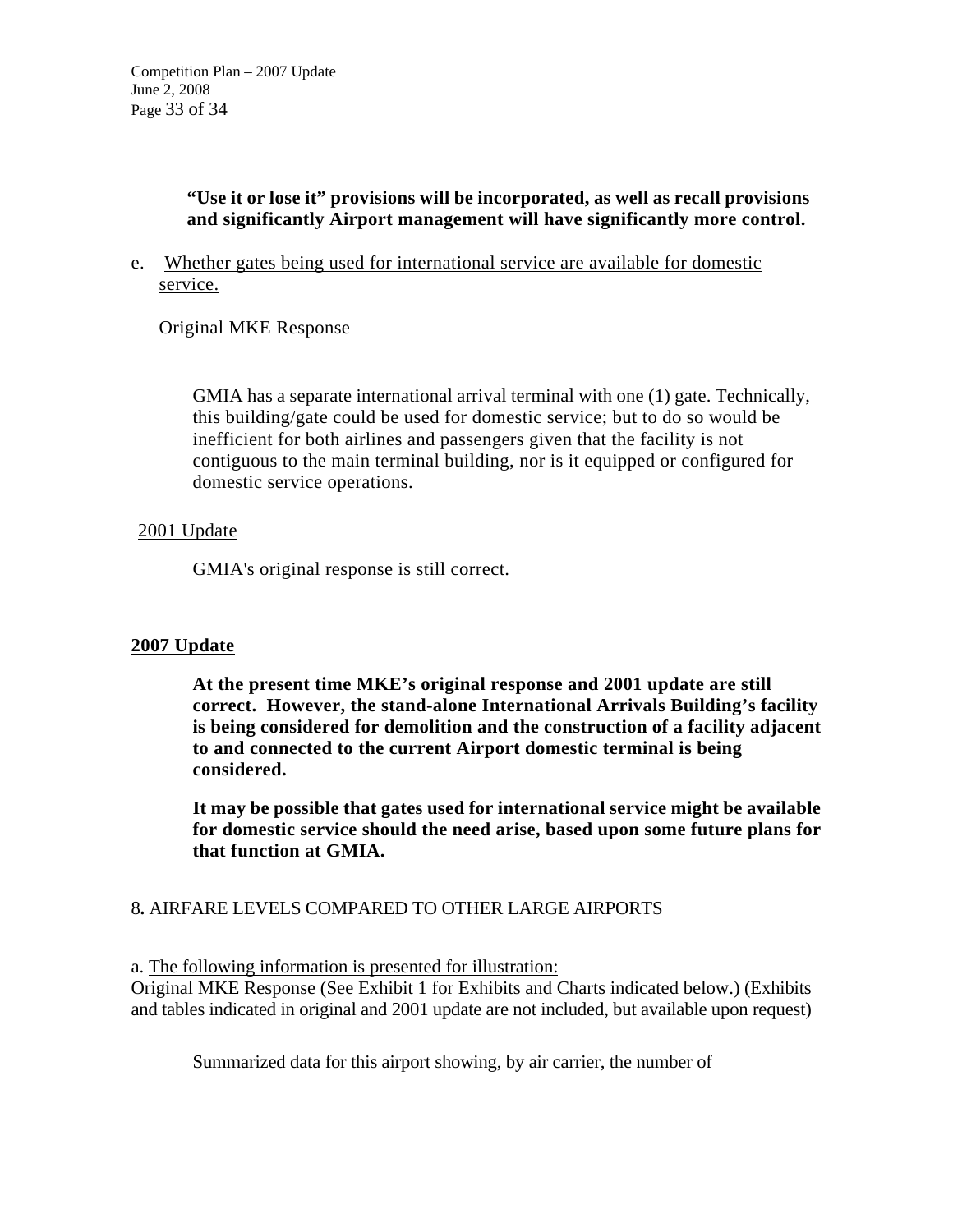**"Use it or lose it" provisions will be incorporated, as well as recall provisions and significantly Airport management will have significantly more control.**

e. <u>Whether gates being used for international service are available for domestic service.</u>

Original MKE Response

GMIA has a separate international arrival terminal with one (1) gate. Technically, this building/gate could be used for domestic service; but to do so would be inefficient for both airlines and passengers given that the facility is not contiguous to the main terminal building, nor is it equipped or configured for domestic service operations.

<u>2001 Update</u>

GMIA's original response is still correct.

**<u>2007 Update</u>**

**At the present time MKE's original response and 2001 update are still correct. However, the stand-alone International Arrivals Building's facility is being considered for demolition and the construction of a facility adjacent to and connected to the current Airport domestic terminal is being considered.**

**It may be possible that gates used for international service might be available for domestic service should the need arise, based upon some future plans for that function at GMIA.**

8**.** <u>AIRFARE LEVELS COMPARED TO OTHER LARGE AIRPORTS</u>

a. <u>The following information is presented for illustration:</u>
Original MKE Response (See Exhibit 1 for Exhibits and Charts indicated below.) (Exhibits and tables indicated in original and 2001 update are not included, but available upon request)

Summarized data for this airport showing, by air carrier, the number of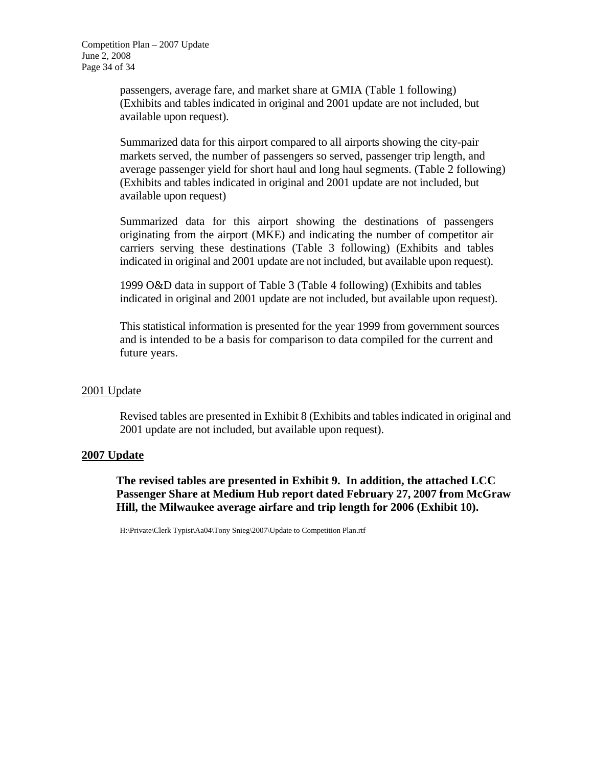passengers, average fare, and market share at GMIA (Table 1 following) (Exhibits and tables indicated in original and 2001 update are not included, but available upon request).

Summarized data for this airport compared to all airports showing the city-pair markets served, the number of passengers so served, passenger trip length, and average passenger yield for short haul and long haul segments. (Table 2 following) (Exhibits and tables indicated in original and 2001 update are not included, but available upon request)

Summarized data for this airport showing the destinations of passengers originating from the airport (MKE) and indicating the number of competitor air carriers serving these destinations (Table 3 following) (Exhibits and tables indicated in original and 2001 update are not included, but available upon request).

1999 O&D data in support of Table 3 (Table 4 following) (Exhibits and tables indicated in original and 2001 update are not included, but available upon request).

This statistical information is presented for the year 1999 from government sources and is intended to be a basis for comparison to data compiled for the current and future years.

2001 Update

Revised tables are presented in Exhibit 8 (Exhibits and tables indicated in original and 2001 update are not included, but available upon request).

**2007 Update**

**The revised tables are presented in Exhibit 9. In addition, the attached LCC Passenger Share at Medium Hub report dated February 27, 2007 from McGraw Hill, the Milwaukee average airfare and trip length for 2006 (Exhibit 10).**

H:\Private\Clerk Typist\Aa04\Tony Snieg\2007\Update to Competition Plan.rtf